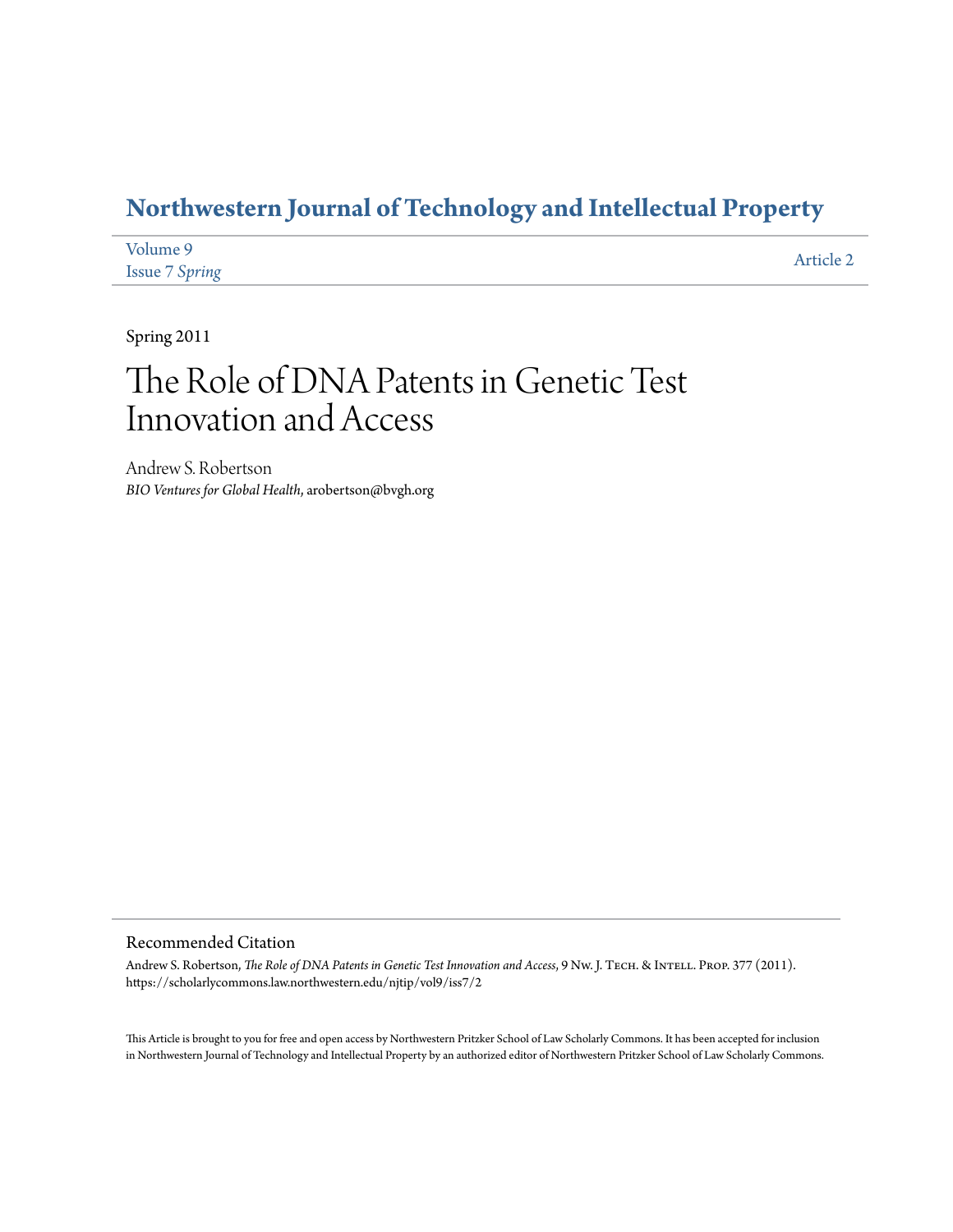# Northwestern Journal of Technology and Intellectual Property

Volume 9
Issue 7 *Spring*

Article 2

Spring 2011

# The Role of DNA Patents in Genetic Test Innovation and Access

Andrew S. Robertson
*BIO Ventures for Global Health*, arobertson@bvgh.org

## Recommended Citation

Andrew S. Robertson, *The Role of DNA Patents in Genetic Test Innovation and Access*, 9 Nw. J. Tech. & Intell. Prop. 377 (2011).
https://scholarlycommons.law.northwestern.edu/njtip/vol9/iss7/2

This Article is brought to you for free and open access by Northwestern Pritzker School of Law Scholarly Commons. It has been accepted for inclusion in Northwestern Journal of Technology and Intellectual Property by an authorized editor of Northwestern Pritzker School of Law Scholarly Commons.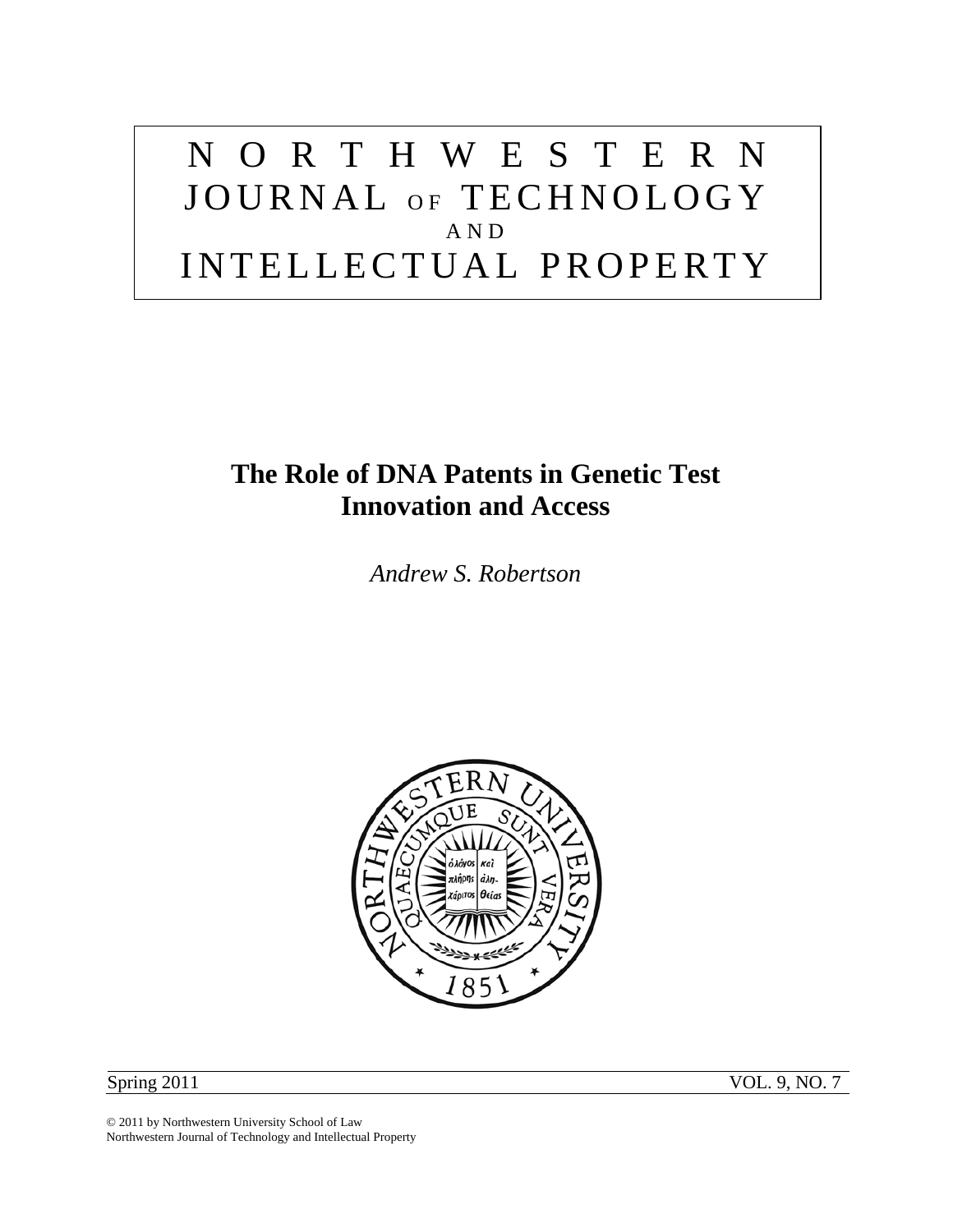# NORTHWESTERN JOURNAL OF TECHNOLOGY AND INTELLECTUAL PROPERTY

## The Role of DNA Patents in Genetic Test Innovation and Access

*Andrew S. Robertson*

Spring 2011 VOL. 9, NO. 7

© 2011 by Northwestern University School of Law
Northwestern Journal of Technology and Intellectual Property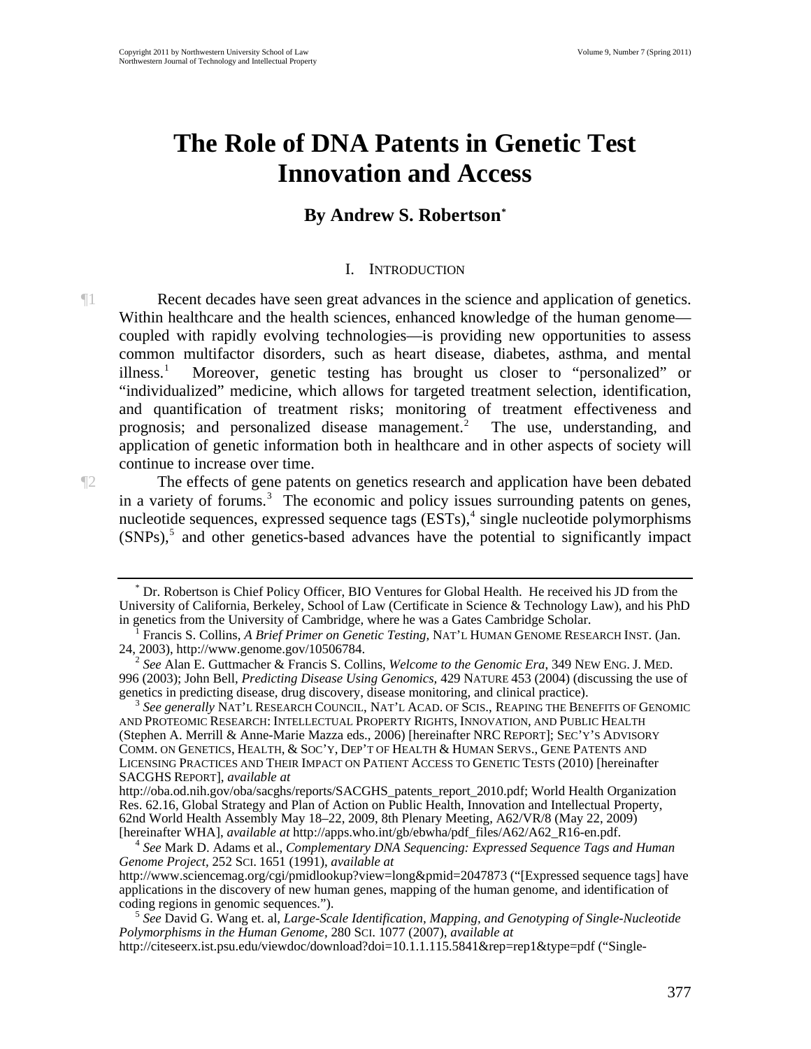# The Role of DNA Patents in Genetic Test Innovation and Access

### By Andrew S. Robertson[*]

## I. INTRODUCTION

¶1 Recent decades have seen great advances in the science and application of genetics. Within healthcare and the health sciences, enhanced knowledge of the human genome—coupled with rapidly evolving technologies—is providing new opportunities to assess common multifactor disorders, such as heart disease, diabetes, asthma, and mental illness.[1] Moreover, genetic testing has brought us closer to "personalized" or "individualized" medicine, which allows for targeted treatment selection, identification, and quantification of treatment risks; monitoring of treatment effectiveness and prognosis; and personalized disease management.[2] The use, understanding, and application of genetic information both in healthcare and in other aspects of society will continue to increase over time.

¶2 The effects of gene patents on genetics research and application have been debated in a variety of forums.[3] The economic and policy issues surrounding patents on genes, nucleotide sequences, expressed sequence tags (ESTs),[4] single nucleotide polymorphisms (SNPs),[5] and other genetics-based advances have the potential to significantly impact

---

[*] Dr. Robertson is Chief Policy Officer, BIO Ventures for Global Health. He received his JD from the University of California, Berkeley, School of Law (Certificate in Science & Technology Law), and his PhD in genetics from the University of Cambridge, where he was a Gates Cambridge Scholar.

[1] Francis S. Collins, *A Brief Primer on Genetic Testing,* NAT'L HUMAN GENOME RESEARCH INST. (Jan. 24, 2003), http://www.genome.gov/10506784.

[2] *See* Alan E. Guttmacher & Francis S. Collins, *Welcome to the Genomic Era*, 349 NEW ENG. J. MED. 996 (2003); John Bell, *Predicting Disease Using Genomics,* 429 NATURE 453 (2004) (discussing the use of genetics in predicting disease, drug discovery, disease monitoring, and clinical practice).

[3] *See generally* NAT'L RESEARCH COUNCIL, NAT'L ACAD. OF SCIS., REAPING THE BENEFITS OF GENOMIC AND PROTEOMIC RESEARCH: INTELLECTUAL PROPERTY RIGHTS, INNOVATION, AND PUBLIC HEALTH (Stephen A. Merrill & Anne-Marie Mazza eds., 2006) [hereinafter NRC REPORT]; SEC'Y'S ADVISORY COMM. ON GENETICS, HEALTH, & SOC'Y, DEP'T OF HEALTH & HUMAN SERVS., GENE PATENTS AND LICENSING PRACTICES AND THEIR IMPACT ON PATIENT ACCESS TO GENETIC TESTS (2010) [hereinafter SACGHS REPORT], *available at* http://oba.od.nih.gov/oba/sacghs/reports/SACGHS_patents_report_2010.pdf; World Health Organization Res. 62.16, Global Strategy and Plan of Action on Public Health, Innovation and Intellectual Property, 62nd World Health Assembly May 18–22, 2009, 8th Plenary Meeting, A62/VR/8 (May 22, 2009) [hereinafter WHA], *available at* http://apps.who.int/gb/ebwha/pdf_files/A62/A62_R16-en.pdf.

[4] *See* Mark D. Adams et al., *Complementary DNA Sequencing: Expressed Sequence Tags and Human Genome Project,* 252 SCI. 1651 (1991), *available at* http://www.sciencemag.org/cgi/pmidlookup?view=long&pmid=2047873 ("[Expressed sequence tags] have applications in the discovery of new human genes, mapping of the human genome, and identification of coding regions in genomic sequences.").

[5] *See* David G. Wang et. al, *Large-Scale Identification, Mapping, and Genotyping of Single-Nucleotide Polymorphisms in the Human Genome,* 280 SCI. 1077 (2007), *available at* http://citeseerx.ist.psu.edu/viewdoc/download?doi=10.1.1.115.5841&rep=rep1&type=pdf ("Single-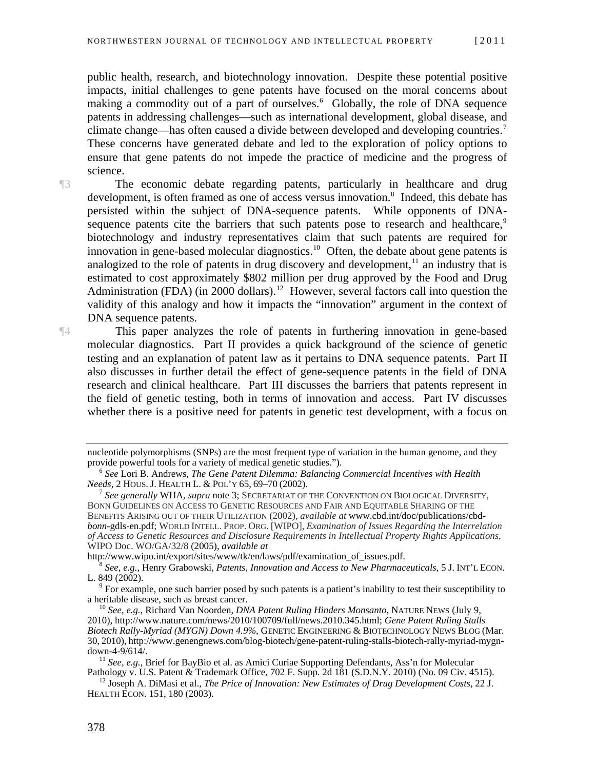public health, research, and biotechnology innovation. Despite these potential positive impacts, initial challenges to gene patents have focused on the moral concerns about making a commodity out of a part of ourselves.[6] Globally, the role of DNA sequence patents in addressing challenges—such as international development, global disease, and climate change—has often caused a divide between developed and developing countries.[7] These concerns have generated debate and led to the exploration of policy options to ensure that gene patents do not impede the practice of medicine and the progress of science.

¶3 The economic debate regarding patents, particularly in healthcare and drug development, is often framed as one of access versus innovation.[8] Indeed, this debate has persisted within the subject of DNA-sequence patents. While opponents of DNA-sequence patents cite the barriers that such patents pose to research and healthcare,[9] biotechnology and industry representatives claim that such patents are required for innovation in gene-based molecular diagnostics.[10] Often, the debate about gene patents is analogized to the role of patents in drug discovery and development,[11] an industry that is estimated to cost approximately $802 million per drug approved by the Food and Drug Administration (FDA) (in 2000 dollars).[12] However, several factors call into question the validity of this analogy and how it impacts the "innovation" argument in the context of DNA sequence patents.

¶4 This paper analyzes the role of patents in furthering innovation in gene-based molecular diagnostics. Part II provides a quick background of the science of genetic testing and an explanation of patent law as it pertains to DNA sequence patents. Part II also discusses in further detail the effect of gene-sequence patents in the field of DNA research and clinical healthcare. Part III discusses the barriers that patents represent in the field of genetic testing, both in terms of innovation and access. Part IV discusses whether there is a positive need for patents in genetic test development, with a focus on

---

nucleotide polymorphisms (SNPs) are the most frequent type of variation in the human genome, and they provide powerful tools for a variety of medical genetic studies.").

[6] *See* Lori B. Andrews, *The Gene Patent Dilemma: Balancing Commercial Incentives with Health Needs*, 2 HOUS. J. HEALTH L. & POL'Y 65, 69–70 (2002).

[7] *See generally* WHA, *supra* note 3; SECRETARIAT OF THE CONVENTION ON BIOLOGICAL DIVERSITY, BONN GUIDELINES ON ACCESS TO GENETIC RESOURCES AND FAIR AND EQUITABLE SHARING OF THE BENEFITS ARISING OUT OF THEIR UTILIZATION (2002), *available at* www.cbd.int/doc/publications/cbd-*bonn*-gdls-en.pdf; WORLD INTELL. PROP. ORG. [WIPO], *Examination of Issues Regarding the Interrelation of Access to Genetic Resources and Disclosure Requirements in Intellectual Property Rights Applications*, WIPO Doc. WO/GA/32/8 (2005), *available at* http://www.wipo.int/export/sites/www/tk/en/laws/pdf/examination_of_issues.pdf.

[8] *See, e.g.*, Henry Grabowski, *Patents, Innovation and Access to New Pharmaceuticals*, 5 J. INT'L ECON. L. 849 (2002).

[9] For example, one such barrier posed by such patents is a patient's inability to test their susceptibility to a heritable disease, such as breast cancer.

[10] *See, e.g.*, Richard Van Noorden, *DNA Patent Ruling Hinders Monsanto*, NATURE NEWS (July 9, 2010), http://www.nature.com/news/2010/100709/full/news.2010.345.html; *Gene Patent Ruling Stalls Biotech Rally-Myriad (MYGN) Down 4.9%*, GENETIC ENGINEERING & BIOTECHNOLOGY NEWS BLOG (Mar. 30, 2010), http://www.genengnews.com/blog-biotech/gene-patent-ruling-stalls-biotech-rally-myriad-mygn-down-4-9/614/.

[11] *See, e.g.*, Brief for BayBio et al. as Amici Curiae Supporting Defendants, Ass'n for Molecular Pathology v. U.S. Patent & Trademark Office, 702 F. Supp. 2d 181 (S.D.N.Y. 2010) (No. 09 Civ. 4515).

[12] Joseph A. DiMasi et al., *The Price of Innovation: New Estimates of Drug Development Costs*, 22 J. HEALTH ECON. 151, 180 (2003).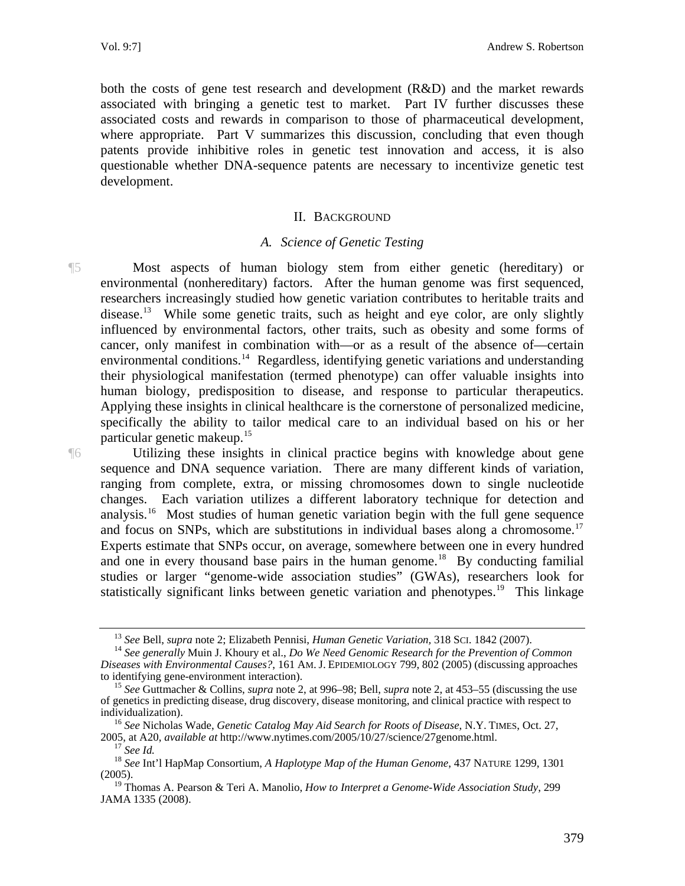both the costs of gene test research and development (R&D) and the market rewards associated with bringing a genetic test to market. Part IV further discusses these associated costs and rewards in comparison to those of pharmaceutical development, where appropriate. Part V summarizes this discussion, concluding that even though patents provide inhibitive roles in genetic test innovation and access, it is also questionable whether DNA-sequence patents are necessary to incentivize genetic test development.

## II. Background

### A. *Science of Genetic Testing*

¶5 Most aspects of human biology stem from either genetic (hereditary) or environmental (nonhereditary) factors. After the human genome was first sequenced, researchers increasingly studied how genetic variation contributes to heritable traits and disease.[13] While some genetic traits, such as height and eye color, are only slightly influenced by environmental factors, other traits, such as obesity and some forms of cancer, only manifest in combination with—or as a result of the absence of—certain environmental conditions.[14] Regardless, identifying genetic variations and understanding their physiological manifestation (termed phenotype) can offer valuable insights into human biology, predisposition to disease, and response to particular therapeutics. Applying these insights in clinical healthcare is the cornerstone of personalized medicine, specifically the ability to tailor medical care to an individual based on his or her particular genetic makeup.[15]

¶6 Utilizing these insights in clinical practice begins with knowledge about gene sequence and DNA sequence variation. There are many different kinds of variation, ranging from complete, extra, or missing chromosomes down to single nucleotide changes. Each variation utilizes a different laboratory technique for detection and analysis.[16] Most studies of human genetic variation begin with the full gene sequence and focus on SNPs, which are substitutions in individual bases along a chromosome.[17] Experts estimate that SNPs occur, on average, somewhere between one in every hundred and one in every thousand base pairs in the human genome.[18] By conducting familial studies or larger "genome-wide association studies" (GWAs), researchers look for statistically significant links between genetic variation and phenotypes.[19] This linkage

---

[13] *See* Bell, *supra* note 2; Elizabeth Pennisi, *Human Genetic Variation*, 318 Sci. 1842 (2007).

[14] *See generally* Muin J. Khoury et al., *Do We Need Genomic Research for the Prevention of Common Diseases with Environmental Causes?*, 161 Am. J. Epidemiology 799, 802 (2005) (discussing approaches to identifying gene-environment interaction).

[15] *See* Guttmacher & Collins, *supra* note 2, at 996–98; Bell, *supra* note 2, at 453–55 (discussing the use of genetics in predicting disease, drug discovery, disease monitoring, and clinical practice with respect to individualization).

[16] *See* Nicholas Wade, *Genetic Catalog May Aid Search for Roots of Disease*, N.Y. Times, Oct. 27, 2005, at A20, *available at* http://www.nytimes.com/2005/10/27/science/27genome.html.

[17] *See Id.*

[18] *See* Int'l HapMap Consortium, *A Haplotype Map of the Human Genome*, 437 Nature 1299, 1301 (2005).

[19] Thomas A. Pearson & Teri A. Manolio, *How to Interpret a Genome-Wide Association Study*, 299 JAMA 1335 (2008).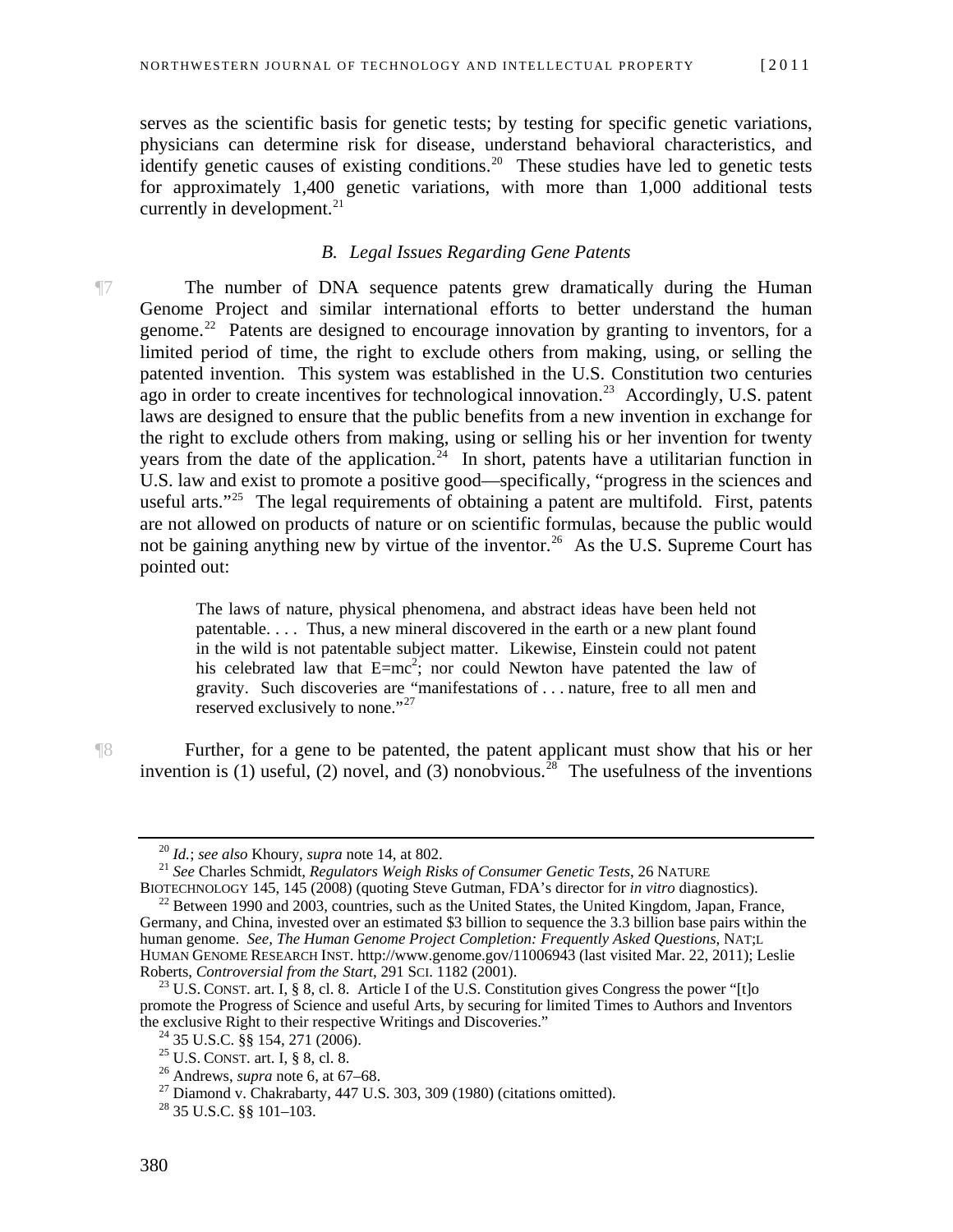serves as the scientific basis for genetic tests; by testing for specific genetic variations, physicians can determine risk for disease, understand behavioral characteristics, and identify genetic causes of existing conditions.[20] These studies have led to genetic tests for approximately 1,400 genetic variations, with more than 1,000 additional tests currently in development.[21]

### *B. Legal Issues Regarding Gene Patents*

¶7 The number of DNA sequence patents grew dramatically during the Human Genome Project and similar international efforts to better understand the human genome.[22] Patents are designed to encourage innovation by granting to inventors, for a limited period of time, the right to exclude others from making, using, or selling the patented invention. This system was established in the U.S. Constitution two centuries ago in order to create incentives for technological innovation.[23] Accordingly, U.S. patent laws are designed to ensure that the public benefits from a new invention in exchange for the right to exclude others from making, using or selling his or her invention for twenty years from the date of the application.[24] In short, patents have a utilitarian function in U.S. law and exist to promote a positive good—specifically, "progress in the sciences and useful arts."[25] The legal requirements of obtaining a patent are multifold. First, patents are not allowed on products of nature or on scientific formulas, because the public would not be gaining anything new by virtue of the inventor.[26] As the U.S. Supreme Court has pointed out:

> The laws of nature, physical phenomena, and abstract ideas have been held not patentable. . . . Thus, a new mineral discovered in the earth or a new plant found in the wild is not patentable subject matter. Likewise, Einstein could not patent his celebrated law that $E=mc^2$; nor could Newton have patented the law of gravity. Such discoveries are "manifestations of . . . nature, free to all men and reserved exclusively to none."[27]

¶8 Further, for a gene to be patented, the patent applicant must show that his or her invention is (1) useful, (2) novel, and (3) nonobvious.[28] The usefulness of the inventions

---

[20] *Id.*; *see also* Khoury, *supra* note 14, at 802.

[21] *See* Charles Schmidt, *Regulators Weigh Risks of Consumer Genetic Tests*, 26 NATURE BIOTECHNOLOGY 145, 145 (2008) (quoting Steve Gutman, FDA's director for *in vitro* diagnostics).

[22] Between 1990 and 2003, countries, such as the United States, the United Kingdom, Japan, France, Germany, and China, invested over an estimated $3 billion to sequence the 3.3 billion base pairs within the human genome. *See, The Human Genome Project Completion: Frequently Asked Questions*, NAT;L HUMAN GENOME RESEARCH INST. http://www.genome.gov/11006943 (last visited Mar. 22, 2011); Leslie Roberts, *Controversial from the Start*, 291 SCI. 1182 (2001).

[23] U.S. CONST. art. I, § 8, cl. 8. Article I of the U.S. Constitution gives Congress the power "[t]o promote the Progress of Science and useful Arts, by securing for limited Times to Authors and Inventors the exclusive Right to their respective Writings and Discoveries."

[24] 35 U.S.C. §§ 154, 271 (2006).

[25] U.S. CONST. art. I, § 8, cl. 8.

[26] Andrews, *supra* note 6, at 67–68.

[27] Diamond v. Chakrabarty, 447 U.S. 303, 309 (1980) (citations omitted).

[28] 35 U.S.C. §§ 101–103.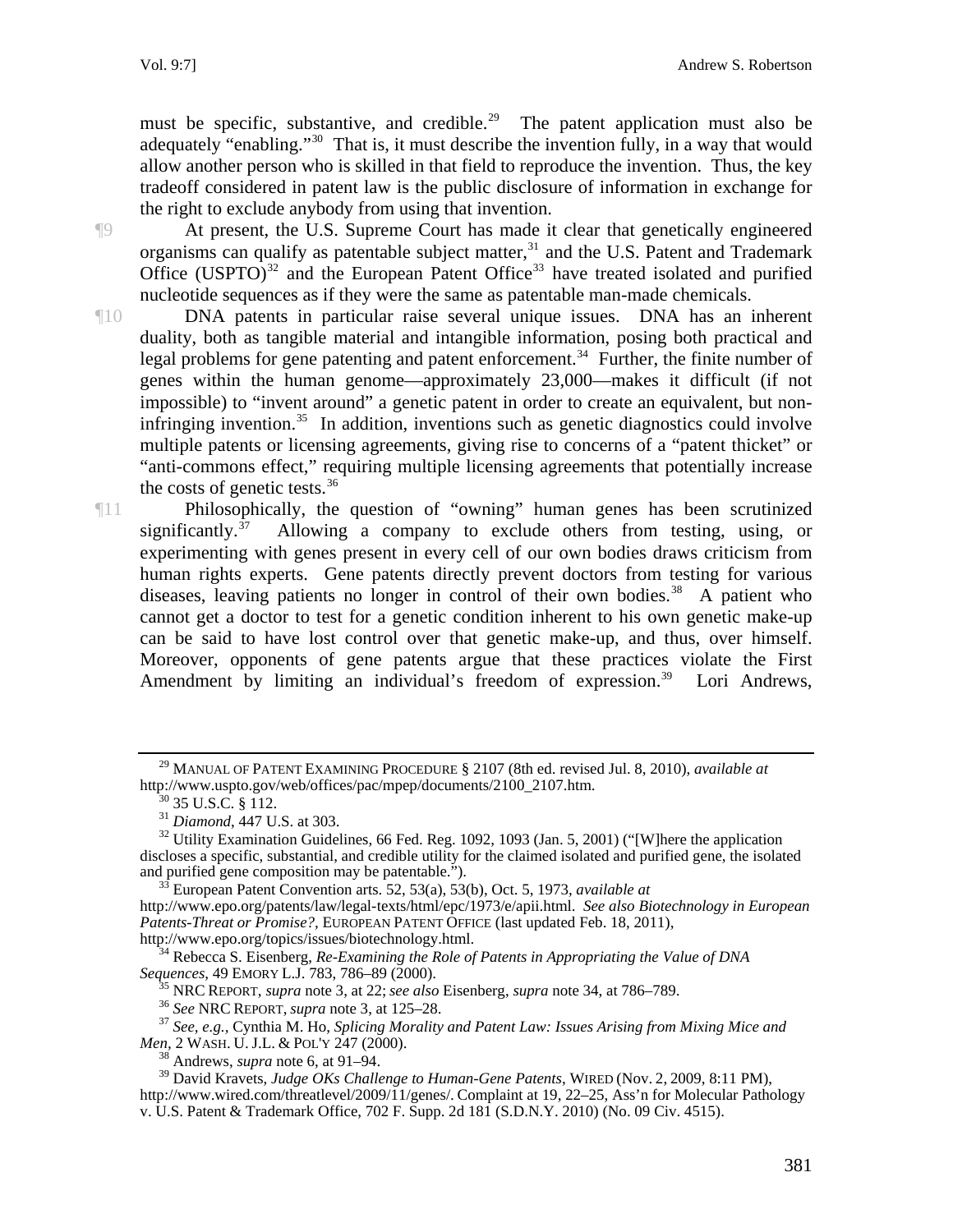must be specific, substantive, and credible.[29] The patent application must also be adequately "enabling."[30] That is, it must describe the invention fully, in a way that would allow another person who is skilled in that field to reproduce the invention. Thus, the key tradeoff considered in patent law is the public disclosure of information in exchange for the right to exclude anybody from using that invention.

¶9 At present, the U.S. Supreme Court has made it clear that genetically engineered organisms can qualify as patentable subject matter,[31] and the U.S. Patent and Trademark Office (USPTO)[32] and the European Patent Office[33] have treated isolated and purified nucleotide sequences as if they were the same as patentable man-made chemicals.

¶10 DNA patents in particular raise several unique issues. DNA has an inherent duality, both as tangible material and intangible information, posing both practical and legal problems for gene patenting and patent enforcement.[34] Further, the finite number of genes within the human genome—approximately 23,000—makes it difficult (if not impossible) to "invent around" a genetic patent in order to create an equivalent, but non-infringing invention.[35] In addition, inventions such as genetic diagnostics could involve multiple patents or licensing agreements, giving rise to concerns of a "patent thicket" or "anti-commons effect," requiring multiple licensing agreements that potentially increase the costs of genetic tests.[36]

¶11 Philosophically, the question of "owning" human genes has been scrutinized significantly.[37] Allowing a company to exclude others from testing, using, or experimenting with genes present in every cell of our own bodies draws criticism from human rights experts. Gene patents directly prevent doctors from testing for various diseases, leaving patients no longer in control of their own bodies.[38] A patient who cannot get a doctor to test for a genetic condition inherent to his own genetic make-up can be said to have lost control over that genetic make-up, and thus, over himself. Moreover, opponents of gene patents argue that these practices violate the First Amendment by limiting an individual's freedom of expression.[39] Lori Andrews,

---

[29] MANUAL OF PATENT EXAMINING PROCEDURE § 2107 (8th ed. revised Jul. 8, 2010), *available at* http://www.uspto.gov/web/offices/pac/mpep/documents/2100_2107.htm.

[30] 35 U.S.C. § 112.

[31] *Diamond*, 447 U.S. at 303.

[32] Utility Examination Guidelines, 66 Fed. Reg. 1092, 1093 (Jan. 5, 2001) ("[W]here the application discloses a specific, substantial, and credible utility for the claimed isolated and purified gene, the isolated and purified gene composition may be patentable.").

[33] European Patent Convention arts. 52, 53(a), 53(b), Oct. 5, 1973, *available at* http://www.epo.org/patents/law/legal-texts/html/epc/1973/e/apii.html. *See also Biotechnology in European Patents-Threat or Promise?*, EUROPEAN PATENT OFFICE (last updated Feb. 18, 2011), http://www.epo.org/topics/issues/biotechnology.html.

[34] Rebecca S. Eisenberg, *Re-Examining the Role of Patents in Appropriating the Value of DNA Sequences*, 49 EMORY L.J. 783, 786–89 (2000).

[35] NRC REPORT, *supra* note 3, at 22; *see also* Eisenberg, *supra* note 34, at 786–789.

[36] *See* NRC REPORT, *supra* note 3, at 125–28.

[37] *See, e.g.*, Cynthia M. Ho, *Splicing Morality and Patent Law: Issues Arising from Mixing Mice and Men*, 2 WASH. U. J.L. & POL'Y 247 (2000).

[38] Andrews, *supra* note 6, at 91–94.

[39] David Kravets, *Judge OKs Challenge to Human-Gene Patents*, WIRED (Nov. 2, 2009, 8:11 PM), http://www.wired.com/threatlevel/2009/11/genes/. Complaint at 19, 22–25, Ass'n for Molecular Pathology v. U.S. Patent & Trademark Office, 702 F. Supp. 2d 181 (S.D.N.Y. 2010) (No. 09 Civ. 4515).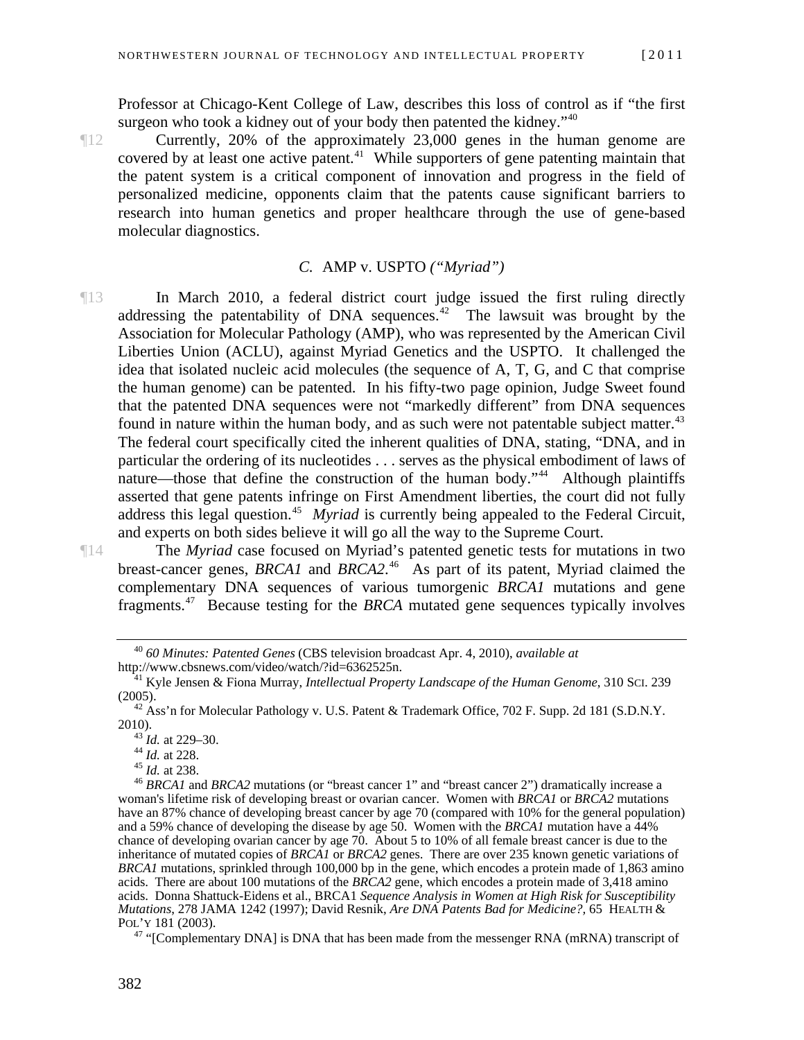Professor at Chicago-Kent College of Law, describes this loss of control as if "the first surgeon who took a kidney out of your body then patented the kidney."[40]

¶12 Currently, 20% of the approximately 23,000 genes in the human genome are covered by at least one active patent.[41] While supporters of gene patenting maintain that the patent system is a critical component of innovation and progress in the field of personalized medicine, opponents claim that the patents cause significant barriers to research into human genetics and proper healthcare through the use of gene-based molecular diagnostics.

### *C.* AMP v. USPTO *("Myriad")*

¶13 In March 2010, a federal district court judge issued the first ruling directly addressing the patentability of DNA sequences.[42] The lawsuit was brought by the Association for Molecular Pathology (AMP), who was represented by the American Civil Liberties Union (ACLU), against Myriad Genetics and the USPTO. It challenged the idea that isolated nucleic acid molecules (the sequence of A, T, G, and C that comprise the human genome) can be patented. In his fifty-two page opinion, Judge Sweet found that the patented DNA sequences were not "markedly different" from DNA sequences found in nature within the human body, and as such were not patentable subject matter.[43] The federal court specifically cited the inherent qualities of DNA, stating, "DNA, and in particular the ordering of its nucleotides . . . serves as the physical embodiment of laws of nature—those that define the construction of the human body."[44] Although plaintiffs asserted that gene patents infringe on First Amendment liberties, the court did not fully address this legal question.[45] *Myriad* is currently being appealed to the Federal Circuit, and experts on both sides believe it will go all the way to the Supreme Court.

¶14 The *Myriad* case focused on Myriad's patented genetic tests for mutations in two breast-cancer genes, *BRCA1* and *BRCA2*.[46] As part of its patent, Myriad claimed the complementary DNA sequences of various tumorgenic *BRCA1* mutations and gene fragments.[47] Because testing for the *BRCA* mutated gene sequences typically involves

---

[40] *60 Minutes: Patented Genes* (CBS television broadcast Apr. 4, 2010), *available at* http://www.cbsnews.com/video/watch/?id=6362525n.

[41] Kyle Jensen & Fiona Murray, *Intellectual Property Landscape of the Human Genome*, 310 SCI. 239 (2005).

[42] Ass'n for Molecular Pathology v. U.S. Patent & Trademark Office, 702 F. Supp. 2d 181 (S.D.N.Y. 2010).

[43] *Id.* at 229–30.

[44] *Id.* at 228.

[45] *Id.* at 238.

[46] *BRCA1* and *BRCA2* mutations (or "breast cancer 1" and "breast cancer 2") dramatically increase a woman's lifetime risk of developing breast or ovarian cancer. Women with *BRCA1* or *BRCA2* mutations have an 87% chance of developing breast cancer by age 70 (compared with 10% for the general population) and a 59% chance of developing the disease by age 50. Women with the *BRCA1* mutation have a 44% chance of developing ovarian cancer by age 70. About 5 to 10% of all female breast cancer is due to the inheritance of mutated copies of *BRCA1* or *BRCA2* genes. There are over 235 known genetic variations of *BRCA1* mutations, sprinkled through 100,000 bp in the gene, which encodes a protein made of 1,863 amino acids. There are about 100 mutations of the *BRCA2* gene, which encodes a protein made of 3,418 amino acids. Donna Shattuck-Eidens et al., BRCA1 *Sequence Analysis in Women at High Risk for Susceptibility Mutations*, 278 JAMA 1242 (1997); David Resnik, *Are DNA Patents Bad for Medicine?*, 65 HEALTH & POL'Y 181 (2003).

[47] "[Complementary DNA] is DNA that has been made from the messenger RNA (mRNA) transcript of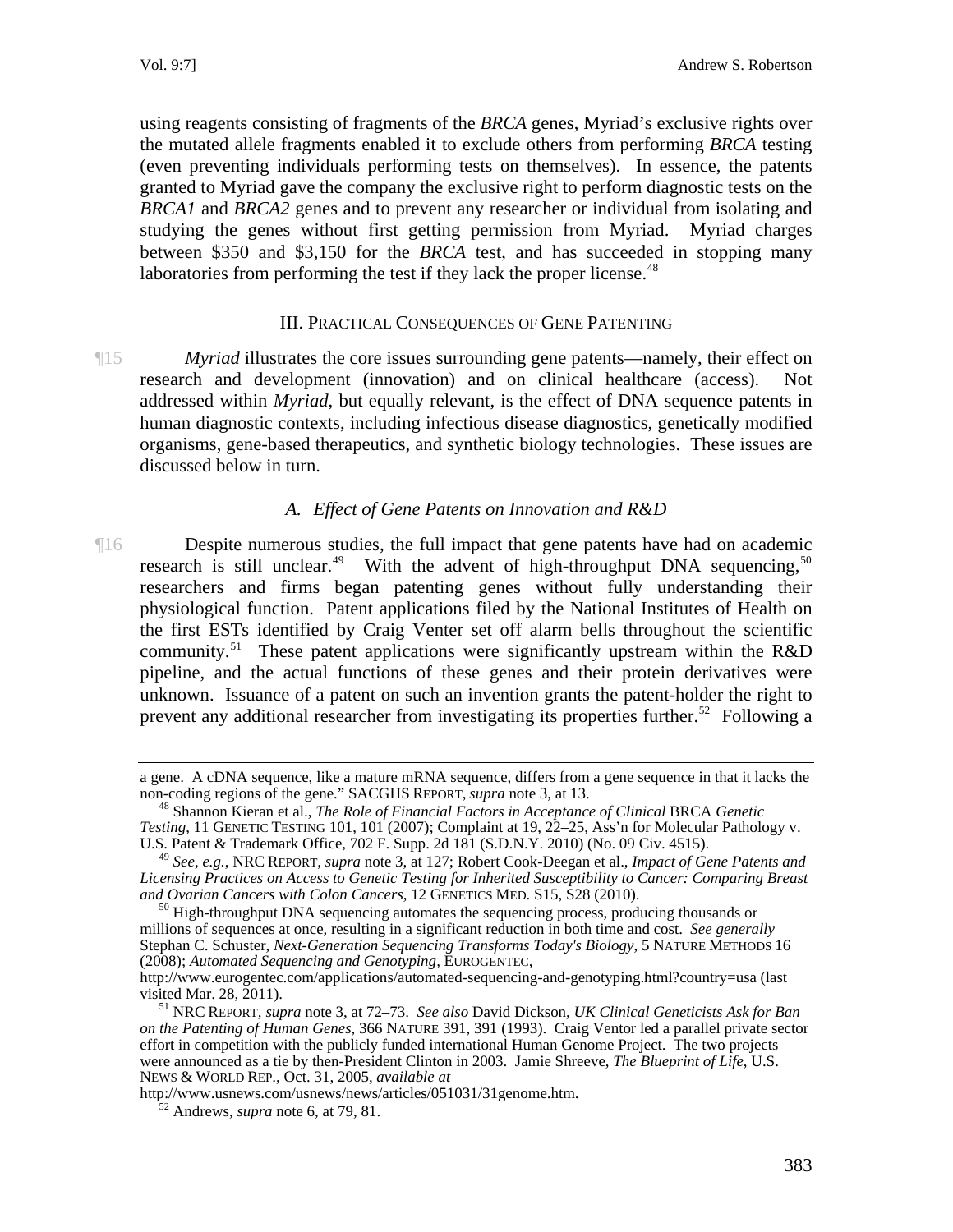using reagents consisting of fragments of the *BRCA* genes, Myriad's exclusive rights over the mutated allele fragments enabled it to exclude others from performing *BRCA* testing (even preventing individuals performing tests on themselves). In essence, the patents granted to Myriad gave the company the exclusive right to perform diagnostic tests on the *BRCA1* and *BRCA2* genes and to prevent any researcher or individual from isolating and studying the genes without first getting permission from Myriad. Myriad charges between $350 and $3,150 for the *BRCA* test, and has succeeded in stopping many laboratories from performing the test if they lack the proper license.[48]

## III. Practical Consequences of Gene Patenting

¶15 *Myriad* illustrates the core issues surrounding gene patents—namely, their effect on research and development (innovation) and on clinical healthcare (access). Not addressed within *Myriad*, but equally relevant, is the effect of DNA sequence patents in human diagnostic contexts, including infectious disease diagnostics, genetically modified organisms, gene-based therapeutics, and synthetic biology technologies. These issues are discussed below in turn.

### *A. Effect of Gene Patents on Innovation and R&D*

¶16 Despite numerous studies, the full impact that gene patents have had on academic research is still unclear.[49] With the advent of high-throughput DNA sequencing,[50] researchers and firms began patenting genes without fully understanding their physiological function. Patent applications filed by the National Institutes of Health on the first ESTs identified by Craig Venter set off alarm bells throughout the scientific community.[51] These patent applications were significantly upstream within the R&D pipeline, and the actual functions of these genes and their protein derivatives were unknown. Issuance of a patent on such an invention grants the patent-holder the right to prevent any additional researcher from investigating its properties further.[52] Following a

---

a gene. A cDNA sequence, like a mature mRNA sequence, differs from a gene sequence in that it lacks the non-coding regions of the gene." SACGHS Report, *supra* note 3, at 13.

[48] Shannon Kieran et al., *The Role of Financial Factors in Acceptance of Clinical* BRCA *Genetic Testing*, 11 Genetic Testing 101, 101 (2007); Complaint at 19, 22–25, Ass'n for Molecular Pathology v. U.S. Patent & Trademark Office, 702 F. Supp. 2d 181 (S.D.N.Y. 2010) (No. 09 Civ. 4515).

[49] *See, e.g.*, NRC Report, *supra* note 3, at 127; Robert Cook-Deegan et al., *Impact of Gene Patents and Licensing Practices on Access to Genetic Testing for Inherited Susceptibility to Cancer: Comparing Breast and Ovarian Cancers with Colon Cancers*, 12 Genetics Med. S15, S28 (2010).

[50] High-throughput DNA sequencing automates the sequencing process, producing thousands or millions of sequences at once, resulting in a significant reduction in both time and cost. *See generally* Stephan C. Schuster, *Next-Generation Sequencing Transforms Today's Biology*, 5 Nature Methods 16 (2008); *Automated Sequencing and Genotyping*, Eurogentec, http://www.eurogentec.com/applications/automated-sequencing-and-genotyping.html?country=usa (last visited Mar. 28, 2011).

[51] NRC Report, *supra* note 3, at 72–73. *See also* David Dickson, *UK Clinical Geneticists Ask for Ban on the Patenting of Human Genes*, 366 Nature 391, 391 (1993). Craig Ventor led a parallel private sector effort in competition with the publicly funded international Human Genome Project. The two projects were announced as a tie by then-President Clinton in 2003. Jamie Shreeve, *The Blueprint of Life*, U.S. News & World Rep., Oct. 31, 2005, *available at* http://www.usnews.com/usnews/news/articles/051031/31genome.htm.

[52] Andrews, *supra* note 6, at 79, 81.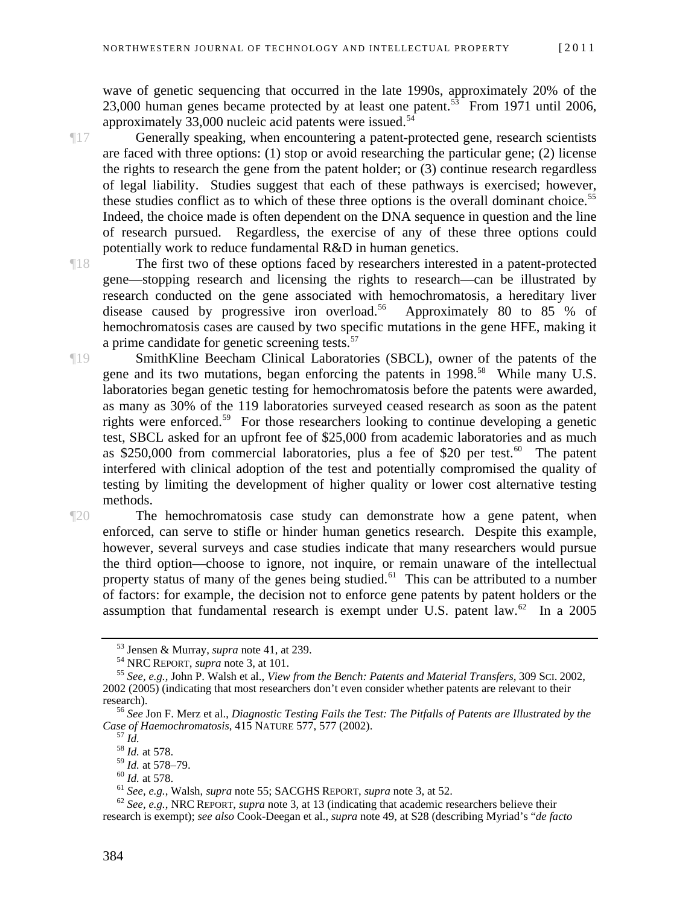wave of genetic sequencing that occurred in the late 1990s, approximately 20% of the 23,000 human genes became protected by at least one patent.[53] From 1971 until 2006, approximately 33,000 nucleic acid patents were issued.[54]

¶17 Generally speaking, when encountering a patent-protected gene, research scientists are faced with three options: (1) stop or avoid researching the particular gene; (2) license the rights to research the gene from the patent holder; or (3) continue research regardless of legal liability. Studies suggest that each of these pathways is exercised; however, these studies conflict as to which of these three options is the overall dominant choice.[55] Indeed, the choice made is often dependent on the DNA sequence in question and the line of research pursued. Regardless, the exercise of any of these three options could potentially work to reduce fundamental R&D in human genetics.

¶18 The first two of these options faced by researchers interested in a patent-protected gene—stopping research and licensing the rights to research—can be illustrated by research conducted on the gene associated with hemochromatosis, a hereditary liver disease caused by progressive iron overload.[56] Approximately 80 to 85 % of hemochromatosis cases are caused by two specific mutations in the gene HFE, making it a prime candidate for genetic screening tests.[57]

¶19 SmithKline Beecham Clinical Laboratories (SBCL), owner of the patents of the gene and its two mutations, began enforcing the patents in 1998.[58] While many U.S. laboratories began genetic testing for hemochromatosis before the patents were awarded, as many as 30% of the 119 laboratories surveyed ceased research as soon as the patent rights were enforced.[59] For those researchers looking to continue developing a genetic test, SBCL asked for an upfront fee of $25,000 from academic laboratories and as much as $250,000 from commercial laboratories, plus a fee of $20 per test.[60] The patent interfered with clinical adoption of the test and potentially compromised the quality of testing by limiting the development of higher quality or lower cost alternative testing methods.

¶20 The hemochromatosis case study can demonstrate how a gene patent, when enforced, can serve to stifle or hinder human genetics research. Despite this example, however, several surveys and case studies indicate that many researchers would pursue the third option—choose to ignore, not inquire, or remain unaware of the intellectual property status of many of the genes being studied.[61] This can be attributed to a number of factors: for example, the decision not to enforce gene patents by patent holders or the assumption that fundamental research is exempt under U.S. patent law.[62] In a 2005

---

[53] Jensen & Murray, *supra* note 41, at 239.

[54] NRC REPORT, *supra* note 3, at 101.

[55] *See, e.g.*, John P. Walsh et al., *View from the Bench: Patents and Material Transfers*, 309 SCI. 2002, 2002 (2005) (indicating that most researchers don't even consider whether patents are relevant to their research).

[56] *See* Jon F. Merz et al., *Diagnostic Testing Fails the Test: The Pitfalls of Patents are Illustrated by the Case of Haemochromatosis*, 415 NATURE 577, 577 (2002).

[57] *Id.*

[58] *Id.* at 578.

[59] *Id.* at 578–79.

[60] *Id.* at 578.

[61] *See, e.g.*, Walsh, *supra* note 55; SACGHS REPORT, *supra* note 3, at 52.

[62] *See, e.g.*, NRC REPORT, *supra* note 3, at 13 (indicating that academic researchers believe their research is exempt); *see also* Cook-Deegan et al., *supra* note 49, at S28 (describing Myriad's "*de facto*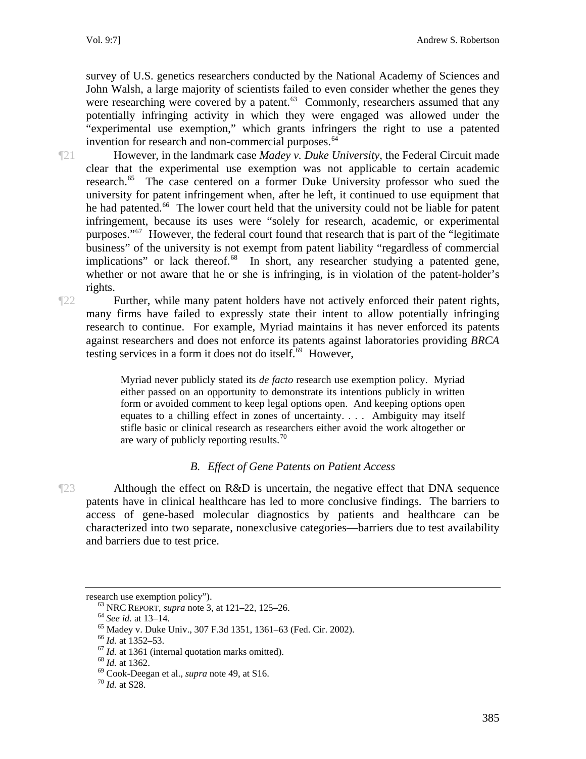survey of U.S. genetics researchers conducted by the National Academy of Sciences and John Walsh, a large majority of scientists failed to even consider whether the genes they were researching were covered by a patent.[63] Commonly, researchers assumed that any potentially infringing activity in which they were engaged was allowed under the "experimental use exemption," which grants infringers the right to use a patented invention for research and non-commercial purposes.[64]

¶21 However, in the landmark case *Madey v. Duke University*, the Federal Circuit made clear that the experimental use exemption was not applicable to certain academic research.[65] The case centered on a former Duke University professor who sued the university for patent infringement when, after he left, it continued to use equipment that he had patented.[66] The lower court held that the university could not be liable for patent infringement, because its uses were "solely for research, academic, or experimental purposes."[67] However, the federal court found that research that is part of the "legitimate business" of the university is not exempt from patent liability "regardless of commercial implications" or lack thereof.[68] In short, any researcher studying a patented gene, whether or not aware that he or she is infringing, is in violation of the patent-holder's rights.

¶22 Further, while many patent holders have not actively enforced their patent rights, many firms have failed to expressly state their intent to allow potentially infringing research to continue. For example, Myriad maintains it has never enforced its patents against researchers and does not enforce its patents against laboratories providing *BRCA* testing services in a form it does not do itself.[69] However,

> Myriad never publicly stated its *de facto* research use exemption policy. Myriad either passed on an opportunity to demonstrate its intentions publicly in written form or avoided comment to keep legal options open. And keeping options open equates to a chilling effect in zones of uncertainty. . . . Ambiguity may itself stifle basic or clinical research as researchers either avoid the work altogether or are wary of publicly reporting results.[70]

### *B. Effect of Gene Patents on Patient Access*

¶23 Although the effect on R&D is uncertain, the negative effect that DNA sequence patents have in clinical healthcare has led to more conclusive findings. The barriers to access of gene-based molecular diagnostics by patients and healthcare can be characterized into two separate, nonexclusive categories—barriers due to test availability and barriers due to test price.

---

research use exemption policy").

[63] NRC REPORT, *supra* note 3, at 121–22, 125–26.

[64] *See id.* at 13–14.

[65] Madey v. Duke Univ., 307 F.3d 1351, 1361–63 (Fed. Cir. 2002).

[66] *Id.* at 1352–53.

[67] *Id.* at 1361 (internal quotation marks omitted).

[68] *Id.* at 1362.

[69] Cook-Deegan et al., *supra* note 49, at S16.

[70] *Id.* at S28.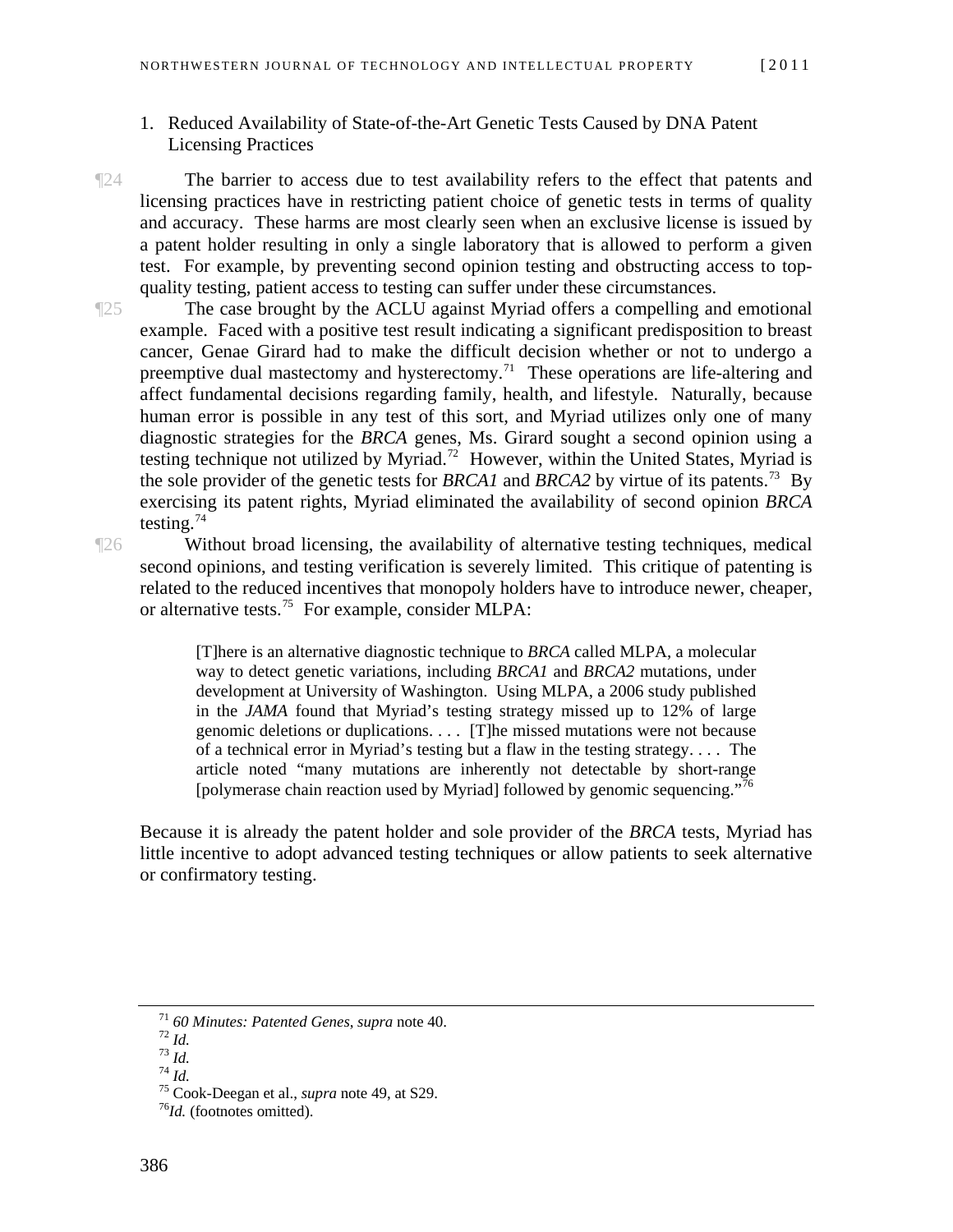1. Reduced Availability of State-of-the-Art Genetic Tests Caused by DNA Patent Licensing Practices

¶24 The barrier to access due to test availability refers to the effect that patents and licensing practices have in restricting patient choice of genetic tests in terms of quality and accuracy. These harms are most clearly seen when an exclusive license is issued by a patent holder resulting in only a single laboratory that is allowed to perform a given test. For example, by preventing second opinion testing and obstructing access to top-quality testing, patient access to testing can suffer under these circumstances.

¶25 The case brought by the ACLU against Myriad offers a compelling and emotional example. Faced with a positive test result indicating a significant predisposition to breast cancer, Genae Girard had to make the difficult decision whether or not to undergo a preemptive dual mastectomy and hysterectomy.[71] These operations are life-altering and affect fundamental decisions regarding family, health, and lifestyle. Naturally, because human error is possible in any test of this sort, and Myriad utilizes only one of many diagnostic strategies for the *BRCA* genes, Ms. Girard sought a second opinion using a testing technique not utilized by Myriad.[72] However, within the United States, Myriad is the sole provider of the genetic tests for *BRCA1* and *BRCA2* by virtue of its patents.[73] By exercising its patent rights, Myriad eliminated the availability of second opinion *BRCA* testing.[74]

¶26 Without broad licensing, the availability of alternative testing techniques, medical second opinions, and testing verification is severely limited. This critique of patenting is related to the reduced incentives that monopoly holders have to introduce newer, cheaper, or alternative tests.[75] For example, consider MLPA:

> [T]here is an alternative diagnostic technique to *BRCA* called MLPA, a molecular way to detect genetic variations, including *BRCA1* and *BRCA2* mutations, under development at University of Washington. Using MLPA, a 2006 study published in the *JAMA* found that Myriad's testing strategy missed up to 12% of large genomic deletions or duplications. . . . [T]he missed mutations were not because of a technical error in Myriad's testing but a flaw in the testing strategy. . . . The article noted "many mutations are inherently not detectable by short-range [polymerase chain reaction used by Myriad] followed by genomic sequencing."[76]

Because it is already the patent holder and sole provider of the *BRCA* tests, Myriad has little incentive to adopt advanced testing techniques or allow patients to seek alternative or confirmatory testing.

---

[71] *60 Minutes: Patented Genes*, *supra* note 40.

[72] *Id.*

[73] *Id.*

[74] *Id.*

[75] Cook-Deegan et al., *supra* note 49, at S29.

[76] *Id.* (footnotes omitted).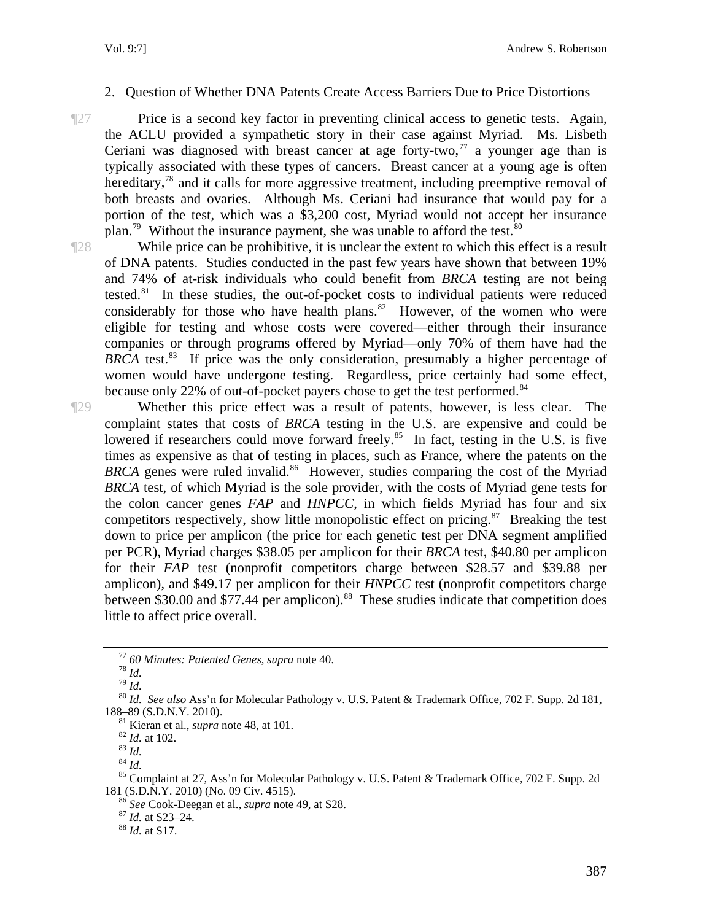### 2. Question of Whether DNA Patents Create Access Barriers Due to Price Distortions

¶27 Price is a second key factor in preventing clinical access to genetic tests. Again, the ACLU provided a sympathetic story in their case against Myriad. Ms. Lisbeth Ceriani was diagnosed with breast cancer at age forty-two,[77] a younger age than is typically associated with these types of cancers. Breast cancer at a young age is often hereditary,[78] and it calls for more aggressive treatment, including preemptive removal of both breasts and ovaries. Although Ms. Ceriani had insurance that would pay for a portion of the test, which was a $3,200 cost, Myriad would not accept her insurance plan.[79] Without the insurance payment, she was unable to afford the test.[80]

¶28 While price can be prohibitive, it is unclear the extent to which this effect is a result of DNA patents. Studies conducted in the past few years have shown that between 19% and 74% of at-risk individuals who could benefit from *BRCA* testing are not being tested.[81] In these studies, the out-of-pocket costs to individual patients were reduced considerably for those who have health plans.[82] However, of the women who were eligible for testing and whose costs were covered—either through their insurance companies or through programs offered by Myriad—only 70% of them have had the *BRCA* test.[83] If price was the only consideration, presumably a higher percentage of women would have undergone testing. Regardless, price certainly had some effect, because only 22% of out-of-pocket payers chose to get the test performed.[84]

¶29 Whether this price effect was a result of patents, however, is less clear. The complaint states that costs of *BRCA* testing in the U.S. are expensive and could be lowered if researchers could move forward freely.[85] In fact, testing in the U.S. is five times as expensive as that of testing in places, such as France, where the patents on the *BRCA* genes were ruled invalid.[86] However, studies comparing the cost of the Myriad *BRCA* test, of which Myriad is the sole provider, with the costs of Myriad gene tests for the colon cancer genes *FAP* and *HNPCC*, in which fields Myriad has four and six competitors respectively, show little monopolistic effect on pricing.[87] Breaking the test down to price per amplicon (the price for each genetic test per DNA segment amplified per PCR), Myriad charges $38.05 per amplicon for their *BRCA* test, $40.80 per amplicon for their *FAP* test (nonprofit competitors charge between $28.57 and $39.88 per amplicon), and $49.17 per amplicon for their *HNPCC* test (nonprofit competitors charge between $30.00 and $77.44 per amplicon).[88] These studies indicate that competition does little to affect price overall.

---

[77] *60 Minutes: Patented Genes*, *supra* note 40.

[78] *Id.*

[79] *Id.*

[80] *Id. See also* Ass'n for Molecular Pathology v. U.S. Patent & Trademark Office, 702 F. Supp. 2d 181, 188–89 (S.D.N.Y. 2010).

[81] Kieran et al., *supra* note 48, at 101.

[82] *Id.* at 102.

[83] *Id.*

[84] *Id.*

[85] Complaint at 27, Ass'n for Molecular Pathology v. U.S. Patent & Trademark Office, 702 F. Supp. 2d 181 (S.D.N.Y. 2010) (No. 09 Civ. 4515).

[86] *See* Cook-Deegan et al., *supra* note 49, at S28.

[87] *Id.* at S23–24.

[88] *Id.* at S17.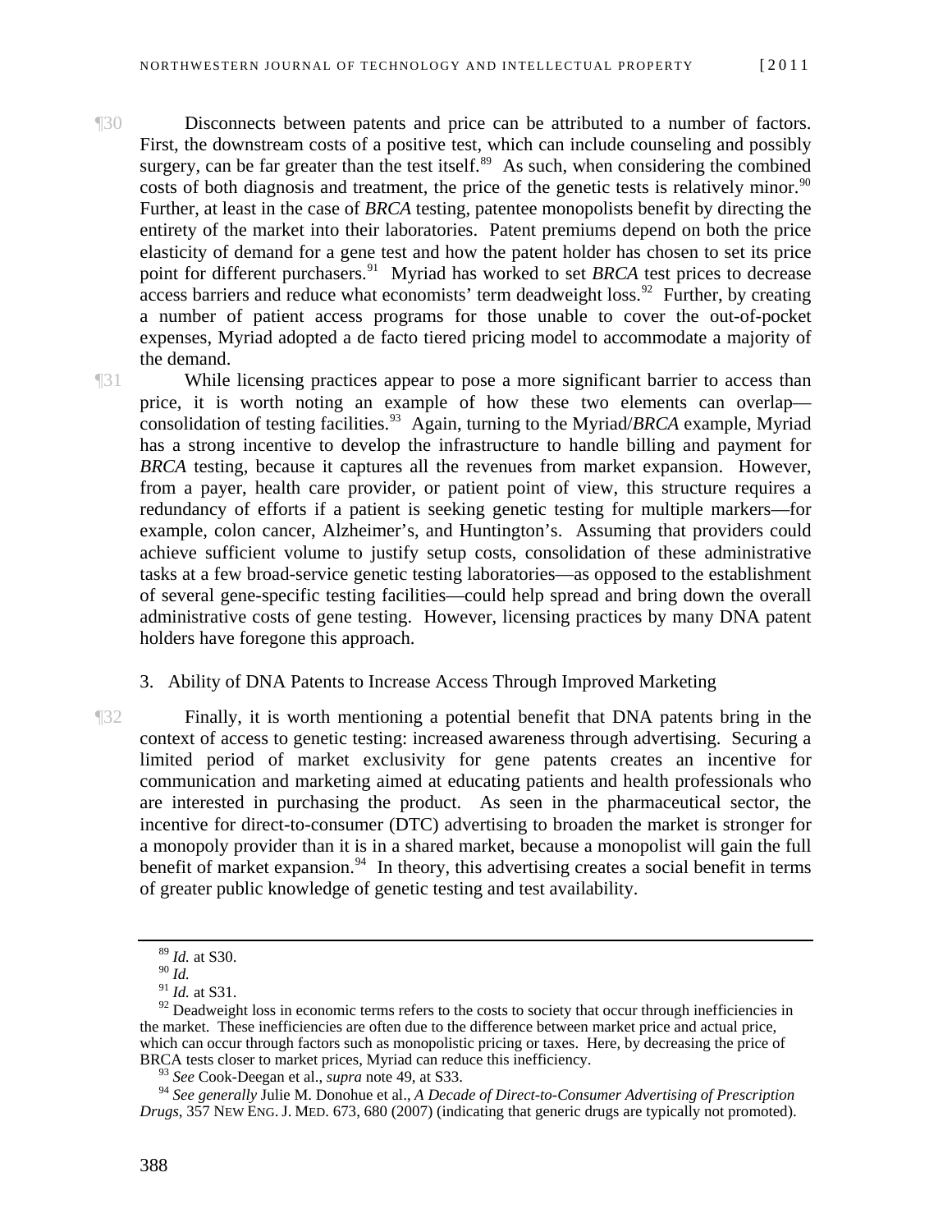¶30 Disconnects between patents and price can be attributed to a number of factors. First, the downstream costs of a positive test, which can include counseling and possibly surgery, can be far greater than the test itself.[89] As such, when considering the combined costs of both diagnosis and treatment, the price of the genetic tests is relatively minor.[90] Further, at least in the case of *BRCA* testing, patentee monopolists benefit by directing the entirety of the market into their laboratories. Patent premiums depend on both the price elasticity of demand for a gene test and how the patent holder has chosen to set its price point for different purchasers.[91] Myriad has worked to set *BRCA* test prices to decrease access barriers and reduce what economists' term deadweight loss.[92] Further, by creating a number of patient access programs for those unable to cover the out-of-pocket expenses, Myriad adopted a de facto tiered pricing model to accommodate a majority of the demand.

¶31 While licensing practices appear to pose a more significant barrier to access than price, it is worth noting an example of how these two elements can overlap—consolidation of testing facilities.[93] Again, turning to the Myriad/*BRCA* example, Myriad has a strong incentive to develop the infrastructure to handle billing and payment for *BRCA* testing, because it captures all the revenues from market expansion. However, from a payer, health care provider, or patient point of view, this structure requires a redundancy of efforts if a patient is seeking genetic testing for multiple markers—for example, colon cancer, Alzheimer's, and Huntington's. Assuming that providers could achieve sufficient volume to justify setup costs, consolidation of these administrative tasks at a few broad-service genetic testing laboratories—as opposed to the establishment of several gene-specific testing facilities—could help spread and bring down the overall administrative costs of gene testing. However, licensing practices by many DNA patent holders have foregone this approach.

3. Ability of DNA Patents to Increase Access Through Improved Marketing

¶32 Finally, it is worth mentioning a potential benefit that DNA patents bring in the context of access to genetic testing: increased awareness through advertising. Securing a limited period of market exclusivity for gene patents creates an incentive for communication and marketing aimed at educating patients and health professionals who are interested in purchasing the product. As seen in the pharmaceutical sector, the incentive for direct-to-consumer (DTC) advertising to broaden the market is stronger for a monopoly provider than it is in a shared market, because a monopolist will gain the full benefit of market expansion.[94] In theory, this advertising creates a social benefit in terms of greater public knowledge of genetic testing and test availability.

---

[89] *Id.* at S30.

[90] *Id.*

[91] *Id.* at S31.

[92] Deadweight loss in economic terms refers to the costs to society that occur through inefficiencies in the market. These inefficiencies are often due to the difference between market price and actual price, which can occur through factors such as monopolistic pricing or taxes. Here, by decreasing the price of BRCA tests closer to market prices, Myriad can reduce this inefficiency.

[93] *See* Cook-Deegan et al., *supra* note 49, at S33.

[94] *See generally* Julie M. Donohue et al., *A Decade of Direct-to-Consumer Advertising of Prescription Drugs*, 357 NEW ENG. J. MED. 673, 680 (2007) (indicating that generic drugs are typically not promoted).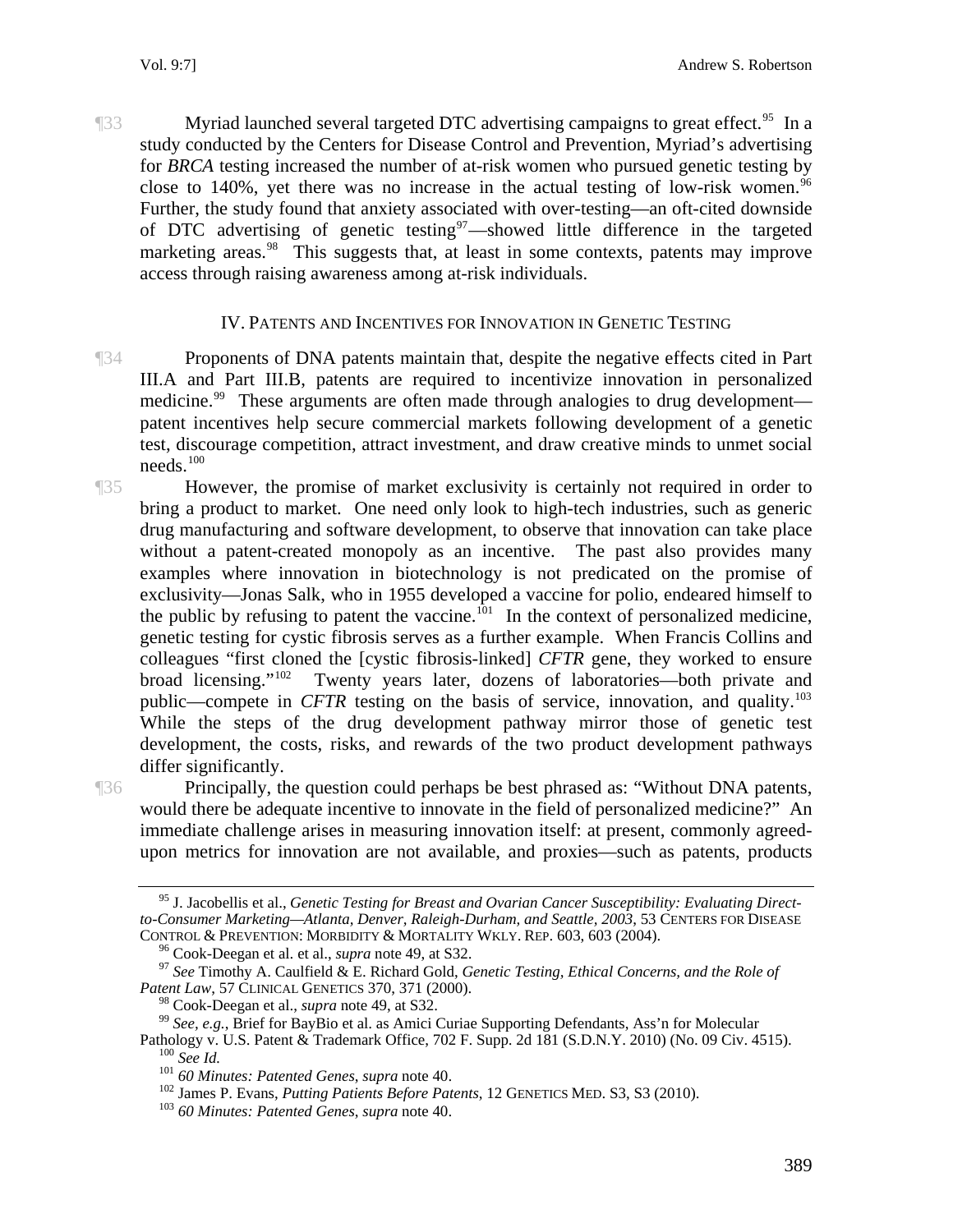¶33 Myriad launched several targeted DTC advertising campaigns to great effect.[95] In a study conducted by the Centers for Disease Control and Prevention, Myriad's advertising for *BRCA* testing increased the number of at-risk women who pursued genetic testing by close to 140%, yet there was no increase in the actual testing of low-risk women.[96] Further, the study found that anxiety associated with over-testing—an oft-cited downside of DTC advertising of genetic testing[97]—showed little difference in the targeted marketing areas.[98] This suggests that, at least in some contexts, patents may improve access through raising awareness among at-risk individuals.

## IV. Patents and Incentives for Innovation in Genetic Testing

¶34 Proponents of DNA patents maintain that, despite the negative effects cited in Part III.A and Part III.B, patents are required to incentivize innovation in personalized medicine.[99] These arguments are often made through analogies to drug development—patent incentives help secure commercial markets following development of a genetic test, discourage competition, attract investment, and draw creative minds to unmet social needs.[100]

¶35 However, the promise of market exclusivity is certainly not required in order to bring a product to market. One need only look to high-tech industries, such as generic drug manufacturing and software development, to observe that innovation can take place without a patent-created monopoly as an incentive. The past also provides many examples where innovation in biotechnology is not predicated on the promise of exclusivity—Jonas Salk, who in 1955 developed a vaccine for polio, endeared himself to the public by refusing to patent the vaccine.[101] In the context of personalized medicine, genetic testing for cystic fibrosis serves as a further example. When Francis Collins and colleagues "first cloned the [cystic fibrosis-linked] *CFTR* gene, they worked to ensure broad licensing."[102] Twenty years later, dozens of laboratories—both private and public—compete in *CFTR* testing on the basis of service, innovation, and quality.[103] While the steps of the drug development pathway mirror those of genetic test development, the costs, risks, and rewards of the two product development pathways differ significantly.

¶36 Principally, the question could perhaps be best phrased as: "Without DNA patents, would there be adequate incentive to innovate in the field of personalized medicine?" An immediate challenge arises in measuring innovation itself: at present, commonly agreed-upon metrics for innovation are not available, and proxies—such as patents, products

---

[95] J. Jacobellis et al., *Genetic Testing for Breast and Ovarian Cancer Susceptibility: Evaluating Direct-to-Consumer Marketing—Atlanta, Denver, Raleigh-Durham, and Seattle, 2003*, 53 Centers for Disease Control & Prevention: Morbidity & Mortality Wkly. Rep. 603, 603 (2004).

[96] Cook-Deegan et al. et al., *supra* note 49, at S32.

[97] *See* Timothy A. Caulfield & E. Richard Gold, *Genetic Testing, Ethical Concerns, and the Role of Patent Law*, 57 Clinical Genetics 370, 371 (2000).

[98] Cook-Deegan et al., *supra* note 49, at S32.

[99] *See, e.g.*, Brief for BayBio et al. as Amici Curiae Supporting Defendants, Ass'n for Molecular Pathology v. U.S. Patent & Trademark Office, 702 F. Supp. 2d 181 (S.D.N.Y. 2010) (No. 09 Civ. 4515).

[100] *See Id.*

[101] *60 Minutes: Patented Genes*, *supra* note 40.

[102] James P. Evans, *Putting Patients Before Patents*, 12 Genetics Med. S3, S3 (2010).

[103] *60 Minutes: Patented Genes*, *supra* note 40.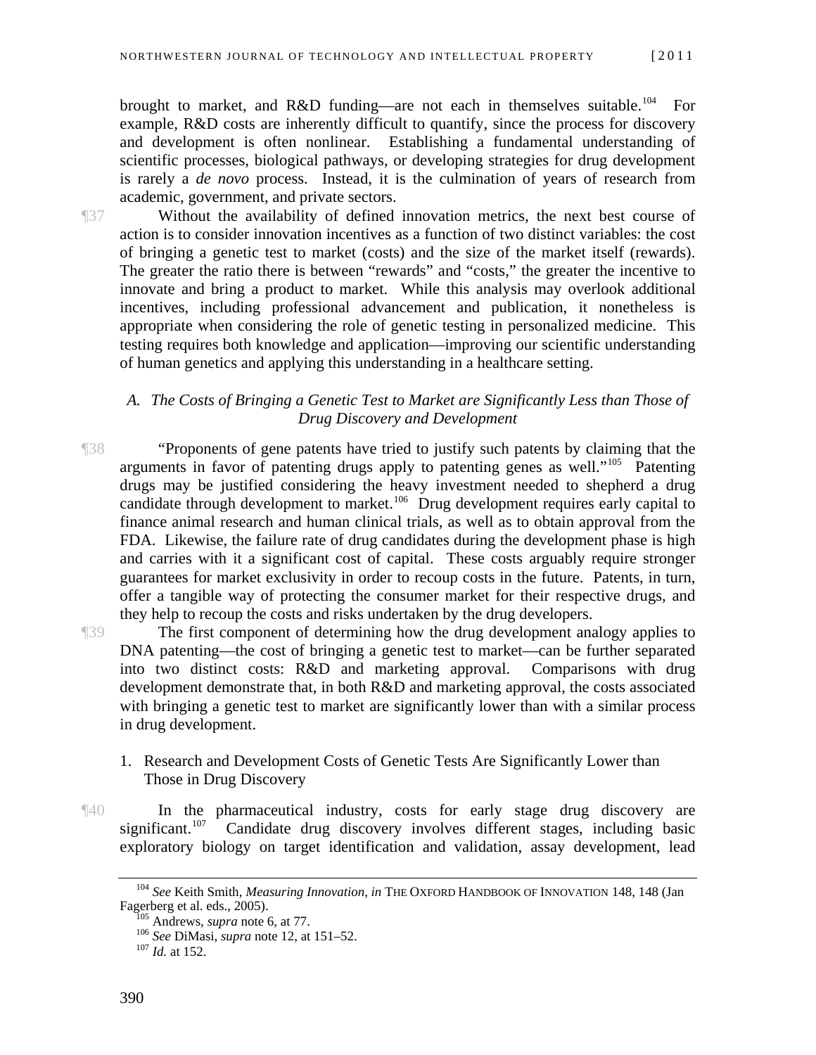brought to market, and R&D funding—are not each in themselves suitable.[104] For example, R&D costs are inherently difficult to quantify, since the process for discovery and development is often nonlinear. Establishing a fundamental understanding of scientific processes, biological pathways, or developing strategies for drug development is rarely a *de novo* process. Instead, it is the culmination of years of research from academic, government, and private sectors.

¶37 Without the availability of defined innovation metrics, the next best course of action is to consider innovation incentives as a function of two distinct variables: the cost of bringing a genetic test to market (costs) and the size of the market itself (rewards). The greater the ratio there is between "rewards" and "costs," the greater the incentive to innovate and bring a product to market. While this analysis may overlook additional incentives, including professional advancement and publication, it nonetheless is appropriate when considering the role of genetic testing in personalized medicine. This testing requires both knowledge and application—improving our scientific understanding of human genetics and applying this understanding in a healthcare setting.

### *A. The Costs of Bringing a Genetic Test to Market are Significantly Less than Those of Drug Discovery and Development*

¶38 "Proponents of gene patents have tried to justify such patents by claiming that the arguments in favor of patenting drugs apply to patenting genes as well."[105] Patenting drugs may be justified considering the heavy investment needed to shepherd a drug candidate through development to market.[106] Drug development requires early capital to finance animal research and human clinical trials, as well as to obtain approval from the FDA. Likewise, the failure rate of drug candidates during the development phase is high and carries with it a significant cost of capital. These costs arguably require stronger guarantees for market exclusivity in order to recoup costs in the future. Patents, in turn, offer a tangible way of protecting the consumer market for their respective drugs, and they help to recoup the costs and risks undertaken by the drug developers.

¶39 The first component of determining how the drug development analogy applies to DNA patenting—the cost of bringing a genetic test to market—can be further separated into two distinct costs: R&D and marketing approval. Comparisons with drug development demonstrate that, in both R&D and marketing approval, the costs associated with bringing a genetic test to market are significantly lower than with a similar process in drug development.

#### 1. Research and Development Costs of Genetic Tests Are Significantly Lower than Those in Drug Discovery

¶40 In the pharmaceutical industry, costs for early stage drug discovery are significant.[107] Candidate drug discovery involves different stages, including basic exploratory biology on target identification and validation, assay development, lead

---

[104] *See* Keith Smith, *Measuring Innovation*, *in* THE OXFORD HANDBOOK OF INNOVATION 148, 148 (Jan Fagerberg et al. eds., 2005).

[105] Andrews, *supra* note 6, at 77.

[106] *See* DiMasi, *supra* note 12, at 151–52.

[107] *Id.* at 152.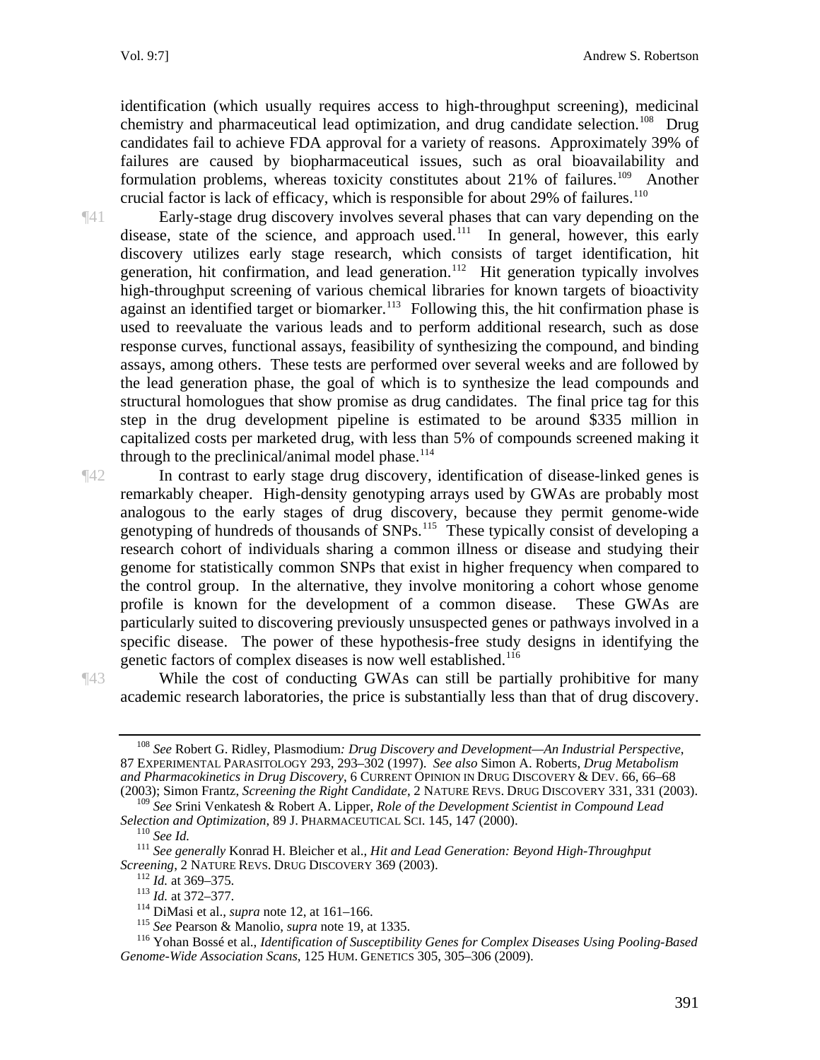identification (which usually requires access to high-throughput screening), medicinal chemistry and pharmaceutical lead optimization, and drug candidate selection.[108] Drug candidates fail to achieve FDA approval for a variety of reasons. Approximately 39% of failures are caused by biopharmaceutical issues, such as oral bioavailability and formulation problems, whereas toxicity constitutes about 21% of failures.[109] Another crucial factor is lack of efficacy, which is responsible for about 29% of failures.[110]

¶41 Early-stage drug discovery involves several phases that can vary depending on the disease, state of the science, and approach used.[111] In general, however, this early discovery utilizes early stage research, which consists of target identification, hit generation, hit confirmation, and lead generation.[112] Hit generation typically involves high-throughput screening of various chemical libraries for known targets of bioactivity against an identified target or biomarker.[113] Following this, the hit confirmation phase is used to reevaluate the various leads and to perform additional research, such as dose response curves, functional assays, feasibility of synthesizing the compound, and binding assays, among others. These tests are performed over several weeks and are followed by the lead generation phase, the goal of which is to synthesize the lead compounds and structural homologues that show promise as drug candidates. The final price tag for this step in the drug development pipeline is estimated to be around $335 million in capitalized costs per marketed drug, with less than 5% of compounds screened making it through to the preclinical/animal model phase.[114]

¶42 In contrast to early stage drug discovery, identification of disease-linked genes is remarkably cheaper. High-density genotyping arrays used by GWAs are probably most analogous to the early stages of drug discovery, because they permit genome-wide genotyping of hundreds of thousands of SNPs.[115] These typically consist of developing a research cohort of individuals sharing a common illness or disease and studying their genome for statistically common SNPs that exist in higher frequency when compared to the control group. In the alternative, they involve monitoring a cohort whose genome profile is known for the development of a common disease. These GWAs are particularly suited to discovering previously unsuspected genes or pathways involved in a specific disease. The power of these hypothesis-free study designs in identifying the genetic factors of complex diseases is now well established.[116]

¶43 While the cost of conducting GWAs can still be partially prohibitive for many academic research laboratories, the price is substantially less than that of drug discovery.

---

[108] *See* Robert G. Ridley, Plasmodium*: Drug Discovery and Development—An Industrial Perspective*, 87 EXPERIMENTAL PARASITOLOGY 293, 293–302 (1997). *See also* Simon A. Roberts, *Drug Metabolism and Pharmacokinetics in Drug Discovery*, 6 CURRENT OPINION IN DRUG DISCOVERY & DEV. 66, 66–68 (2003); Simon Frantz, *Screening the Right Candidate*, 2 NATURE REVS. DRUG DISCOVERY 331, 331 (2003).

[109] *See* Srini Venkatesh & Robert A. Lipper, *Role of the Development Scientist in Compound Lead Selection and Optimization*, 89 J. PHARMACEUTICAL SCI. 145, 147 (2000).

[110] *See Id.*

[111] *See generally* Konrad H. Bleicher et al., *Hit and Lead Generation: Beyond High-Throughput Screening*, 2 NATURE REVS. DRUG DISCOVERY 369 (2003).

[112] *Id.* at 369–375.

[113] *Id.* at 372–377.

[114] DiMasi et al., *supra* note 12, at 161–166.

[115] *See* Pearson & Manolio, *supra* note 19, at 1335.

[116] Yohan Bossé et al., *Identification of Susceptibility Genes for Complex Diseases Using Pooling-Based Genome-Wide Association Scans*, 125 HUM. GENETICS 305, 305–306 (2009).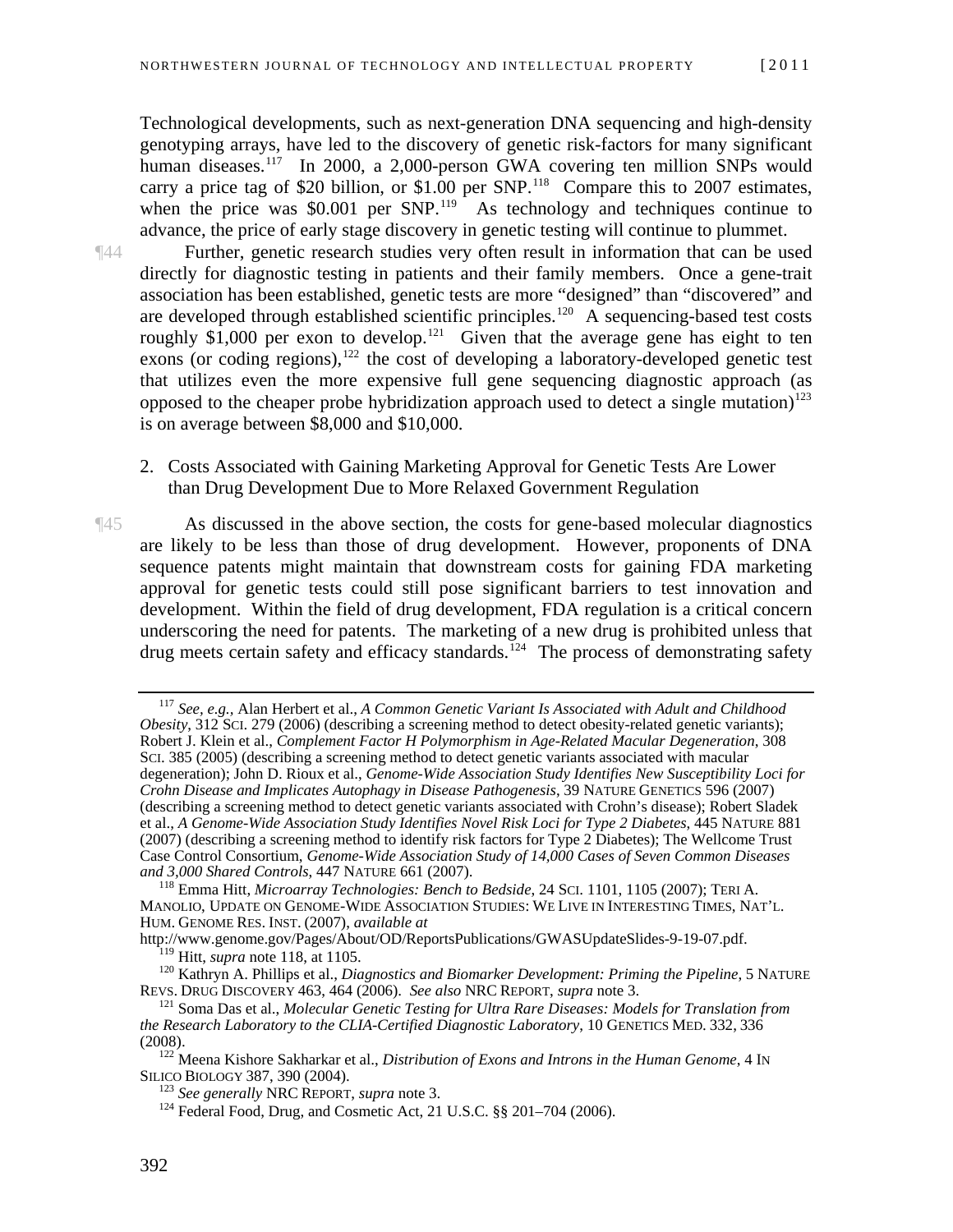Technological developments, such as next-generation DNA sequencing and high-density genotyping arrays, have led to the discovery of genetic risk-factors for many significant human diseases.[117] In 2000, a 2,000-person GWA covering ten million SNPs would carry a price tag of $20 billion, or $1.00 per SNP.[118] Compare this to 2007 estimates, when the price was $0.001 per SNP.[119] As technology and techniques continue to advance, the price of early stage discovery in genetic testing will continue to plummet.

¶44 Further, genetic research studies very often result in information that can be used directly for diagnostic testing in patients and their family members. Once a gene-trait association has been established, genetic tests are more "designed" than "discovered" and are developed through established scientific principles.[120] A sequencing-based test costs roughly $1,000 per exon to develop.[121] Given that the average gene has eight to ten exons (or coding regions),[122] the cost of developing a laboratory-developed genetic test that utilizes even the more expensive full gene sequencing diagnostic approach (as opposed to the cheaper probe hybridization approach used to detect a single mutation)[123] is on average between $8,000 and $10,000.

### 2. Costs Associated with Gaining Marketing Approval for Genetic Tests Are Lower than Drug Development Due to More Relaxed Government Regulation

¶45 As discussed in the above section, the costs for gene-based molecular diagnostics are likely to be less than those of drug development. However, proponents of DNA sequence patents might maintain that downstream costs for gaining FDA marketing approval for genetic tests could still pose significant barriers to test innovation and development. Within the field of drug development, FDA regulation is a critical concern underscoring the need for patents. The marketing of a new drug is prohibited unless that drug meets certain safety and efficacy standards.[124] The process of demonstrating safety

---

[117] *See, e.g.*, Alan Herbert et al., *A Common Genetic Variant Is Associated with Adult and Childhood Obesity*, 312 SCI. 279 (2006) (describing a screening method to detect obesity-related genetic variants); Robert J. Klein et al., *Complement Factor H Polymorphism in Age-Related Macular Degeneration*, 308 SCI. 385 (2005) (describing a screening method to detect genetic variants associated with macular degeneration); John D. Rioux et al., *Genome-Wide Association Study Identifies New Susceptibility Loci for Crohn Disease and Implicates Autophagy in Disease Pathogenesis*, 39 NATURE GENETICS 596 (2007) (describing a screening method to detect genetic variants associated with Crohn's disease); Robert Sladek et al., *A Genome-Wide Association Study Identifies Novel Risk Loci for Type 2 Diabetes*, 445 NATURE 881 (2007) (describing a screening method to identify risk factors for Type 2 Diabetes); The Wellcome Trust Case Control Consortium, *Genome-Wide Association Study of 14,000 Cases of Seven Common Diseases and 3,000 Shared Controls*, 447 NATURE 661 (2007).

[118] Emma Hitt, *Microarray Technologies: Bench to Bedside*, 24 SCI. 1101, 1105 (2007); TERI A. MANOLIO, UPDATE ON GENOME-WIDE ASSOCIATION STUDIES: WE LIVE IN INTERESTING TIMES, NAT'L. HUM. GENOME RES. INST. (2007), *available at* http://www.genome.gov/Pages/About/OD/ReportsPublications/GWASUpdateSlides-9-19-07.pdf.

[119] Hitt, *supra* note 118, at 1105.

[120] Kathryn A. Phillips et al., *Diagnostics and Biomarker Development: Priming the Pipeline*, 5 NATURE REVS. DRUG DISCOVERY 463, 464 (2006). *See also* NRC REPORT, *supra* note 3.

[121] Soma Das et al., *Molecular Genetic Testing for Ultra Rare Diseases: Models for Translation from the Research Laboratory to the CLIA-Certified Diagnostic Laboratory*, 10 GENETICS MED. 332, 336 (2008).

[122] Meena Kishore Sakharkar et al., *Distribution of Exons and Introns in the Human Genome*, 4 IN SILICO BIOLOGY 387, 390 (2004).

[123] *See generally* NRC REPORT, *supra* note 3.

[124] Federal Food, Drug, and Cosmetic Act, 21 U.S.C. §§ 201–704 (2006).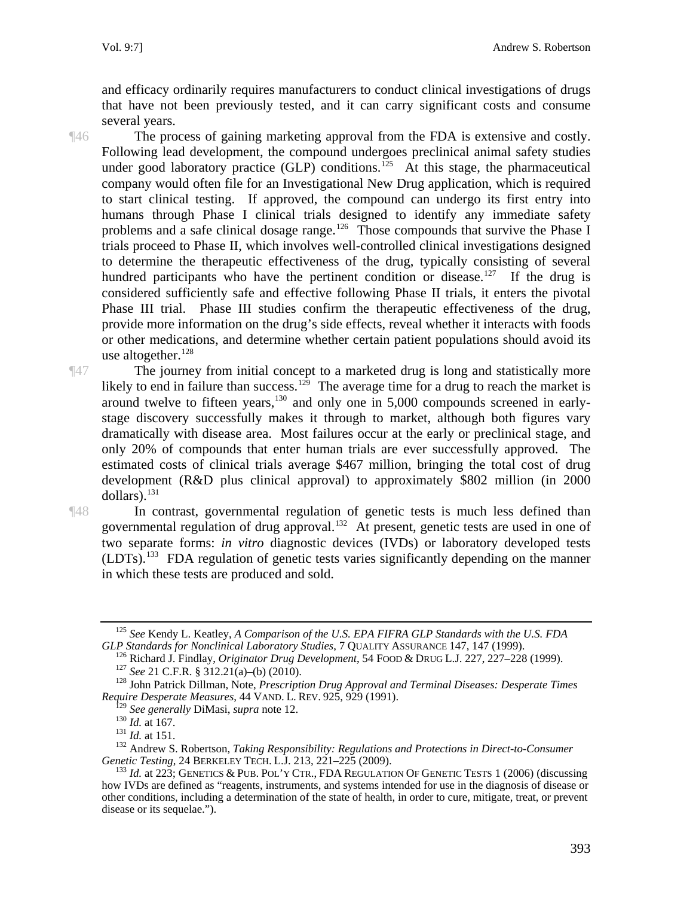and efficacy ordinarily requires manufacturers to conduct clinical investigations of drugs that have not been previously tested, and it can carry significant costs and consume several years.

¶46 The process of gaining marketing approval from the FDA is extensive and costly. Following lead development, the compound undergoes preclinical animal safety studies under good laboratory practice (GLP) conditions.[125] At this stage, the pharmaceutical company would often file for an Investigational New Drug application, which is required to start clinical testing. If approved, the compound can undergo its first entry into humans through Phase I clinical trials designed to identify any immediate safety problems and a safe clinical dosage range.[126] Those compounds that survive the Phase I trials proceed to Phase II, which involves well-controlled clinical investigations designed to determine the therapeutic effectiveness of the drug, typically consisting of several hundred participants who have the pertinent condition or disease.[127] If the drug is considered sufficiently safe and effective following Phase II trials, it enters the pivotal Phase III trial. Phase III studies confirm the therapeutic effectiveness of the drug, provide more information on the drug's side effects, reveal whether it interacts with foods or other medications, and determine whether certain patient populations should avoid its use altogether.[128]

¶47 The journey from initial concept to a marketed drug is long and statistically more likely to end in failure than success.[129] The average time for a drug to reach the market is around twelve to fifteen years,[130] and only one in 5,000 compounds screened in early-stage discovery successfully makes it through to market, although both figures vary dramatically with disease area. Most failures occur at the early or preclinical stage, and only 20% of compounds that enter human trials are ever successfully approved. The estimated costs of clinical trials average $467 million, bringing the total cost of drug development (R&D plus clinical approval) to approximately $802 million (in 2000 dollars).[131]

¶48 In contrast, governmental regulation of genetic tests is much less defined than governmental regulation of drug approval.[132] At present, genetic tests are used in one of two separate forms: *in vitro* diagnostic devices (IVDs) or laboratory developed tests (LDTs).[133] FDA regulation of genetic tests varies significantly depending on the manner in which these tests are produced and sold.

---

[125] *See* Kendy L. Keatley, *A Comparison of the U.S. EPA FIFRA GLP Standards with the U.S. FDA GLP Standards for Nonclinical Laboratory Studies*, 7 QUALITY ASSURANCE 147, 147 (1999).

[126] Richard J. Findlay, *Originator Drug Development*, 54 FOOD & DRUG L.J. 227, 227–228 (1999).

[127] *See* 21 C.F.R. § 312.21(a)–(b) (2010).

[128] John Patrick Dillman, Note, *Prescription Drug Approval and Terminal Diseases: Desperate Times Require Desperate Measures*, 44 VAND. L. REV. 925, 929 (1991).

[129] *See generally* DiMasi, *supra* note 12.

[130] *Id.* at 167.

[131] *Id.* at 151.

[132] Andrew S. Robertson, *Taking Responsibility: Regulations and Protections in Direct-to-Consumer Genetic Testing*, 24 BERKELEY TECH. L.J. 213, 221–225 (2009).

[133] *Id.* at 223; GENETICS & PUB. POL'Y CTR., FDA REGULATION OF GENETIC TESTS 1 (2006) (discussing how IVDs are defined as "reagents, instruments, and systems intended for use in the diagnosis of disease or other conditions, including a determination of the state of health, in order to cure, mitigate, treat, or prevent disease or its sequelae.").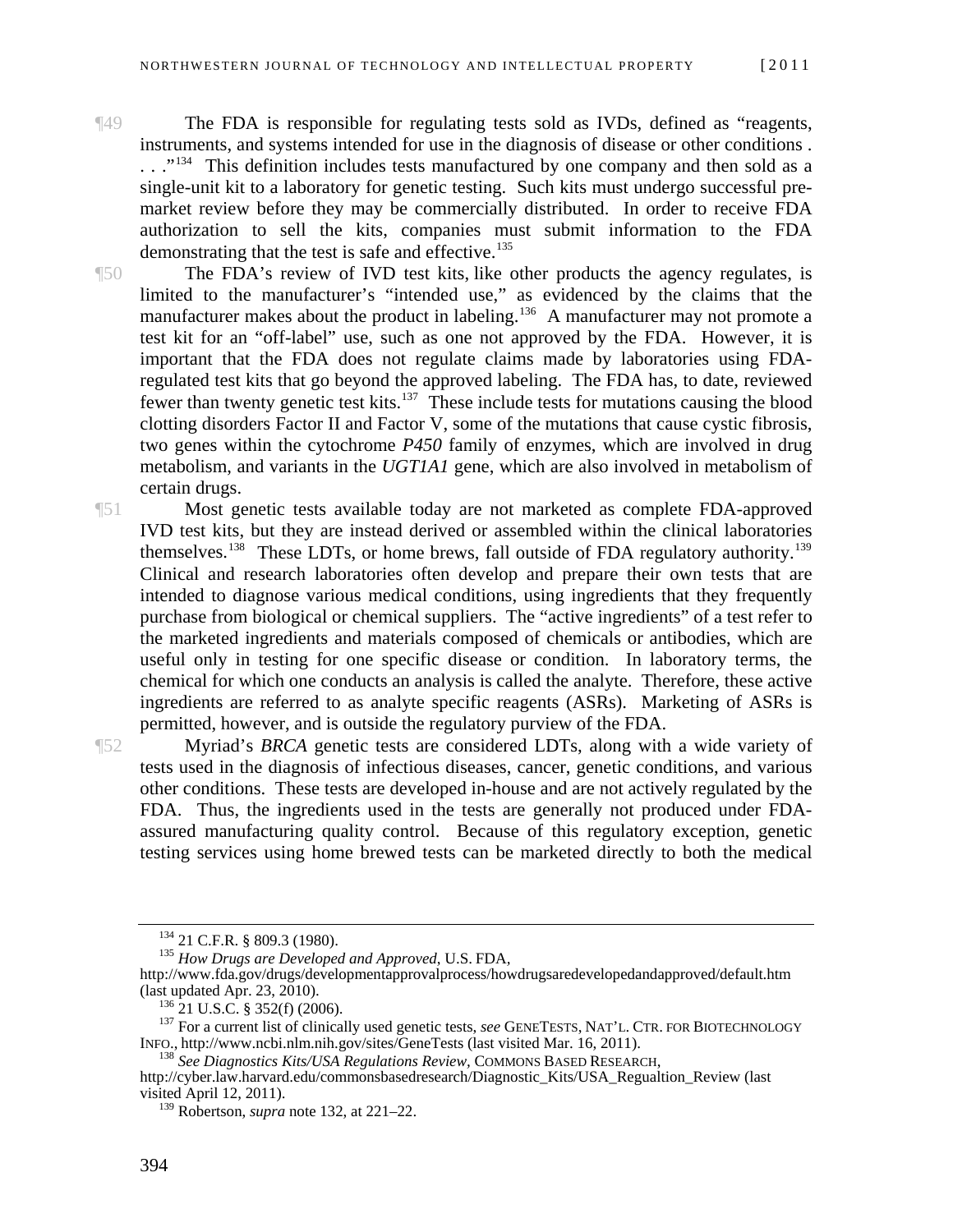¶49 The FDA is responsible for regulating tests sold as IVDs, defined as "reagents, instruments, and systems intended for use in the diagnosis of disease or other conditions . . . ."[134] This definition includes tests manufactured by one company and then sold as a single-unit kit to a laboratory for genetic testing. Such kits must undergo successful pre-market review before they may be commercially distributed. In order to receive FDA authorization to sell the kits, companies must submit information to the FDA demonstrating that the test is safe and effective.[135]

¶50 The FDA's review of IVD test kits, like other products the agency regulates, is limited to the manufacturer's "intended use," as evidenced by the claims that the manufacturer makes about the product in labeling.[136] A manufacturer may not promote a test kit for an "off-label" use, such as one not approved by the FDA. However, it is important that the FDA does not regulate claims made by laboratories using FDA-regulated test kits that go beyond the approved labeling. The FDA has, to date, reviewed fewer than twenty genetic test kits.[137] These include tests for mutations causing the blood clotting disorders Factor II and Factor V, some of the mutations that cause cystic fibrosis, two genes within the cytochrome *P450* family of enzymes, which are involved in drug metabolism, and variants in the *UGT1A1* gene, which are also involved in metabolism of certain drugs.

¶51 Most genetic tests available today are not marketed as complete FDA-approved IVD test kits, but they are instead derived or assembled within the clinical laboratories themselves.[138] These LDTs, or home brews, fall outside of FDA regulatory authority.[139] Clinical and research laboratories often develop and prepare their own tests that are intended to diagnose various medical conditions, using ingredients that they frequently purchase from biological or chemical suppliers. The "active ingredients" of a test refer to the marketed ingredients and materials composed of chemicals or antibodies, which are useful only in testing for one specific disease or condition. In laboratory terms, the chemical for which one conducts an analysis is called the analyte. Therefore, these active ingredients are referred to as analyte specific reagents (ASRs). Marketing of ASRs is permitted, however, and is outside the regulatory purview of the FDA.

¶52 Myriad's *BRCA* genetic tests are considered LDTs, along with a wide variety of tests used in the diagnosis of infectious diseases, cancer, genetic conditions, and various other conditions. These tests are developed in-house and are not actively regulated by the FDA. Thus, the ingredients used in the tests are generally not produced under FDA-assured manufacturing quality control. Because of this regulatory exception, genetic testing services using home brewed tests can be marketed directly to both the medical

---

[134] 21 C.F.R. § 809.3 (1980).

[135] *How Drugs are Developed and Approved*, U.S. FDA, http://www.fda.gov/drugs/developmentapprovalprocess/howdrugsaredevelopedandapproved/default.htm (last updated Apr. 23, 2010).

[136] 21 U.S.C. § 352(f) (2006).

[137] For a current list of clinically used genetic tests, *see* GENETESTS, NAT'L. CTR. FOR BIOTECHNOLOGY INFO., http://www.ncbi.nlm.nih.gov/sites/GeneTests (last visited Mar. 16, 2011).

[138] *See Diagnostics Kits/USA Regulations Review*, COMMONS BASED RESEARCH, http://cyber.law.harvard.edu/commonsbasedresearch/Diagnostic_Kits/USA_Regualtion_Review (last visited April 12, 2011).

[139] Robertson, *supra* note 132, at 221–22.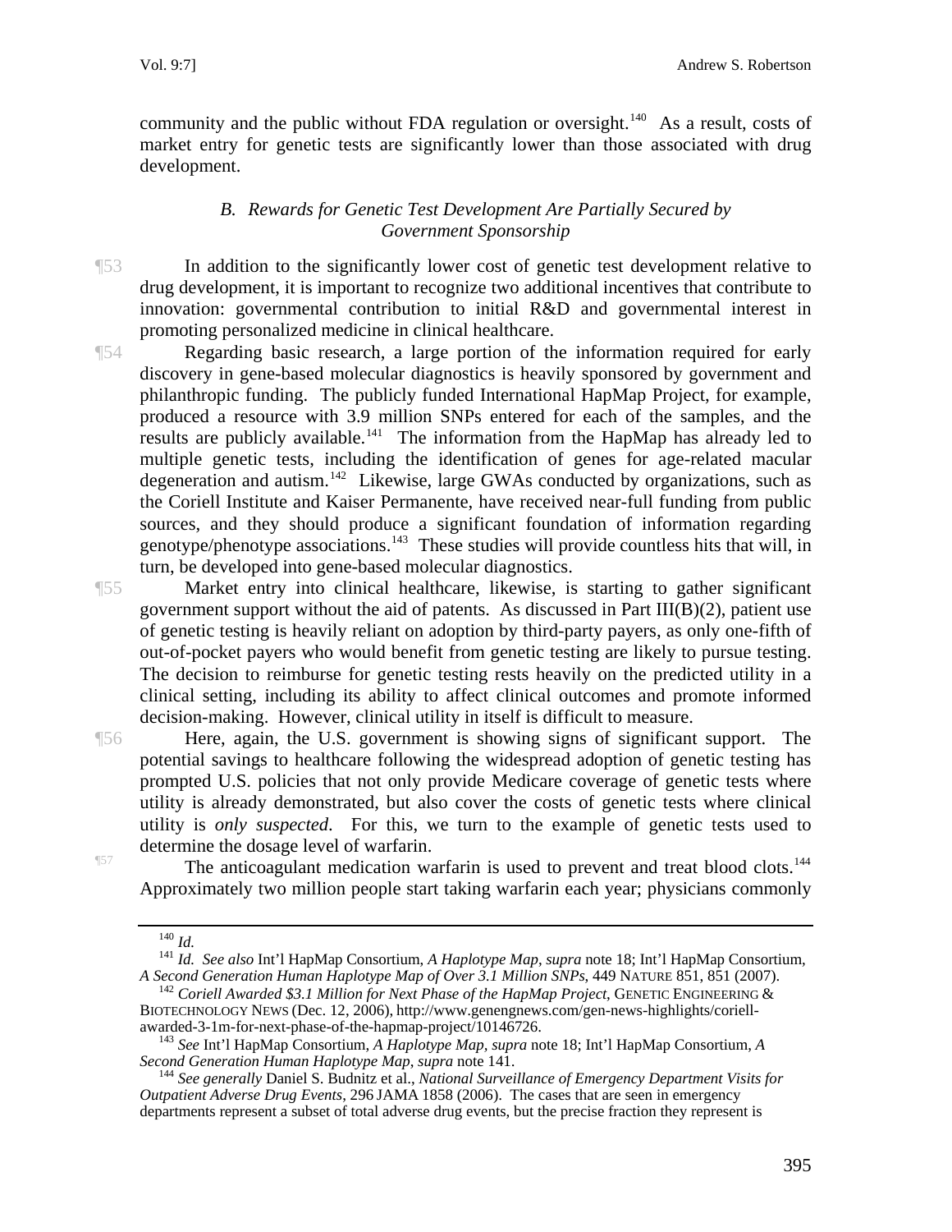community and the public without FDA regulation or oversight.[140] As a result, costs of market entry for genetic tests are significantly lower than those associated with drug development.

### *B. Rewards for Genetic Test Development Are Partially Secured by Government Sponsorship*

¶53 In addition to the significantly lower cost of genetic test development relative to drug development, it is important to recognize two additional incentives that contribute to innovation: governmental contribution to initial R&D and governmental interest in promoting personalized medicine in clinical healthcare.

¶54 Regarding basic research, a large portion of the information required for early discovery in gene-based molecular diagnostics is heavily sponsored by government and philanthropic funding. The publicly funded International HapMap Project, for example, produced a resource with 3.9 million SNPs entered for each of the samples, and the results are publicly available.[141] The information from the HapMap has already led to multiple genetic tests, including the identification of genes for age-related macular degeneration and autism.[142] Likewise, large GWAs conducted by organizations, such as the Coriell Institute and Kaiser Permanente, have received near-full funding from public sources, and they should produce a significant foundation of information regarding genotype/phenotype associations.[143] These studies will provide countless hits that will, in turn, be developed into gene-based molecular diagnostics.

¶55 Market entry into clinical healthcare, likewise, is starting to gather significant government support without the aid of patents. As discussed in Part III(B)(2), patient use of genetic testing is heavily reliant on adoption by third-party payers, as only one-fifth of out-of-pocket payers who would benefit from genetic testing are likely to pursue testing. The decision to reimburse for genetic testing rests heavily on the predicted utility in a clinical setting, including its ability to affect clinical outcomes and promote informed decision-making. However, clinical utility in itself is difficult to measure.

¶56 Here, again, the U.S. government is showing signs of significant support. The potential savings to healthcare following the widespread adoption of genetic testing has prompted U.S. policies that not only provide Medicare coverage of genetic tests where utility is already demonstrated, but also cover the costs of genetic tests where clinical utility is *only suspected*. For this, we turn to the example of genetic tests used to determine the dosage level of warfarin.

¶57 The anticoagulant medication warfarin is used to prevent and treat blood clots.[144] Approximately two million people start taking warfarin each year; physicians commonly

---

[140] *Id.*

[141] *Id. See also* Int'l HapMap Consortium, *A Haplotype Map*, *supra* note 18; Int'l HapMap Consortium, *A Second Generation Human Haplotype Map of Over 3.1 Million SNPs*, 449 NATURE 851, 851 (2007).

[142] *Coriell Awarded $3.1 Million for Next Phase of the HapMap Project*, GENETIC ENGINEERING & BIOTECHNOLOGY NEWS (Dec. 12, 2006), http://www.genengnews.com/gen-news-highlights/coriell-awarded-3-1m-for-next-phase-of-the-hapmap-project/10146726.

[143] *See* Int'l HapMap Consortium, *A Haplotype Map*, *supra* note 18; Int'l HapMap Consortium, *A Second Generation Human Haplotype Map*, *supra* note 141.

[144] *See generally* Daniel S. Budnitz et al., *National Surveillance of Emergency Department Visits for Outpatient Adverse Drug Events*, 296 JAMA 1858 (2006). The cases that are seen in emergency departments represent a subset of total adverse drug events, but the precise fraction they represent is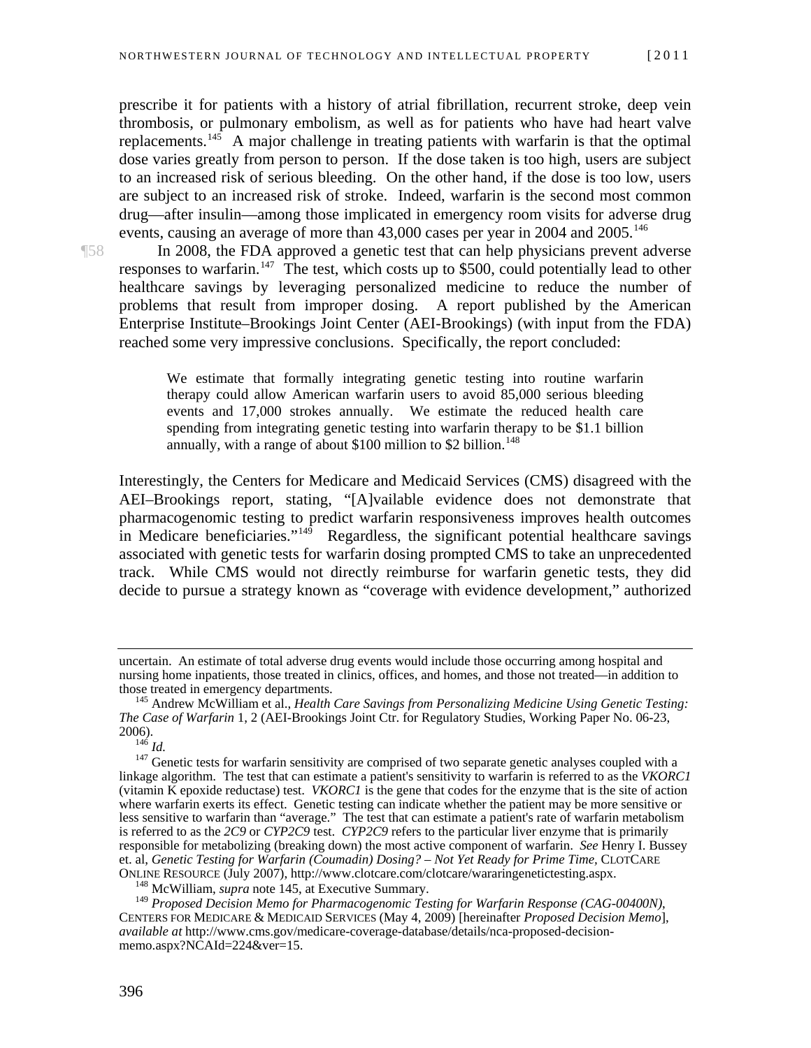prescribe it for patients with a history of atrial fibrillation, recurrent stroke, deep vein thrombosis, or pulmonary embolism, as well as for patients who have had heart valve replacements.[145] A major challenge in treating patients with warfarin is that the optimal dose varies greatly from person to person. If the dose taken is too high, users are subject to an increased risk of serious bleeding. On the other hand, if the dose is too low, users are subject to an increased risk of stroke. Indeed, warfarin is the second most common drug—after insulin—among those implicated in emergency room visits for adverse drug events, causing an average of more than 43,000 cases per year in 2004 and 2005.[146]

¶58 In 2008, the FDA approved a genetic test that can help physicians prevent adverse responses to warfarin.[147] The test, which costs up to $500, could potentially lead to other healthcare savings by leveraging personalized medicine to reduce the number of problems that result from improper dosing. A report published by the American Enterprise Institute–Brookings Joint Center (AEI-Brookings) (with input from the FDA) reached some very impressive conclusions. Specifically, the report concluded:

> We estimate that formally integrating genetic testing into routine warfarin therapy could allow American warfarin users to avoid 85,000 serious bleeding events and 17,000 strokes annually. We estimate the reduced health care spending from integrating genetic testing into warfarin therapy to be $1.1 billion annually, with a range of about $100 million to $2 billion.[148]

Interestingly, the Centers for Medicare and Medicaid Services (CMS) disagreed with the AEI–Brookings report, stating, "[A]vailable evidence does not demonstrate that pharmacogenomic testing to predict warfarin responsiveness improves health outcomes in Medicare beneficiaries."[149] Regardless, the significant potential healthcare savings associated with genetic tests for warfarin dosing prompted CMS to take an unprecedented track. While CMS would not directly reimburse for warfarin genetic tests, they did decide to pursue a strategy known as "coverage with evidence development," authorized

---

uncertain. An estimate of total adverse drug events would include those occurring among hospital and nursing home inpatients, those treated in clinics, offices, and homes, and those not treated—in addition to those treated in emergency departments.

[145] Andrew McWilliam et al., *Health Care Savings from Personalizing Medicine Using Genetic Testing: The Case of Warfarin* 1, 2 (AEI-Brookings Joint Ctr. for Regulatory Studies, Working Paper No. 06-23, 2006).

[146] *Id.*

[147] Genetic tests for warfarin sensitivity are comprised of two separate genetic analyses coupled with a linkage algorithm. The test that can estimate a patient's sensitivity to warfarin is referred to as the *VKORC1* (vitamin K epoxide reductase) test. *VKORC1* is the gene that codes for the enzyme that is the site of action where warfarin exerts its effect. Genetic testing can indicate whether the patient may be more sensitive or less sensitive to warfarin than "average." The test that can estimate a patient's rate of warfarin metabolism is referred to as the *2C9* or *CYP2C9* test. *CYP2C9* refers to the particular liver enzyme that is primarily responsible for metabolizing (breaking down) the most active component of warfarin. *See* Henry I. Bussey et. al, *Genetic Testing for Warfarin (Coumadin) Dosing? – Not Yet Ready for Prime Time*, CLOTCARE ONLINE RESOURCE (July 2007), http://www.clotcare.com/clotcare/wararingenetictesting.aspx.

[148] McWilliam, *supra* note 145, at Executive Summary.

[149] *Proposed Decision Memo for Pharmacogenomic Testing for Warfarin Response (CAG-00400N)*, CENTERS FOR MEDICARE & MEDICAID SERVICES (May 4, 2009) [hereinafter *Proposed Decision Memo*], *available at* http://www.cms.gov/medicare-coverage-database/details/nca-proposed-decision-memo.aspx?NCAId=224&ver=15.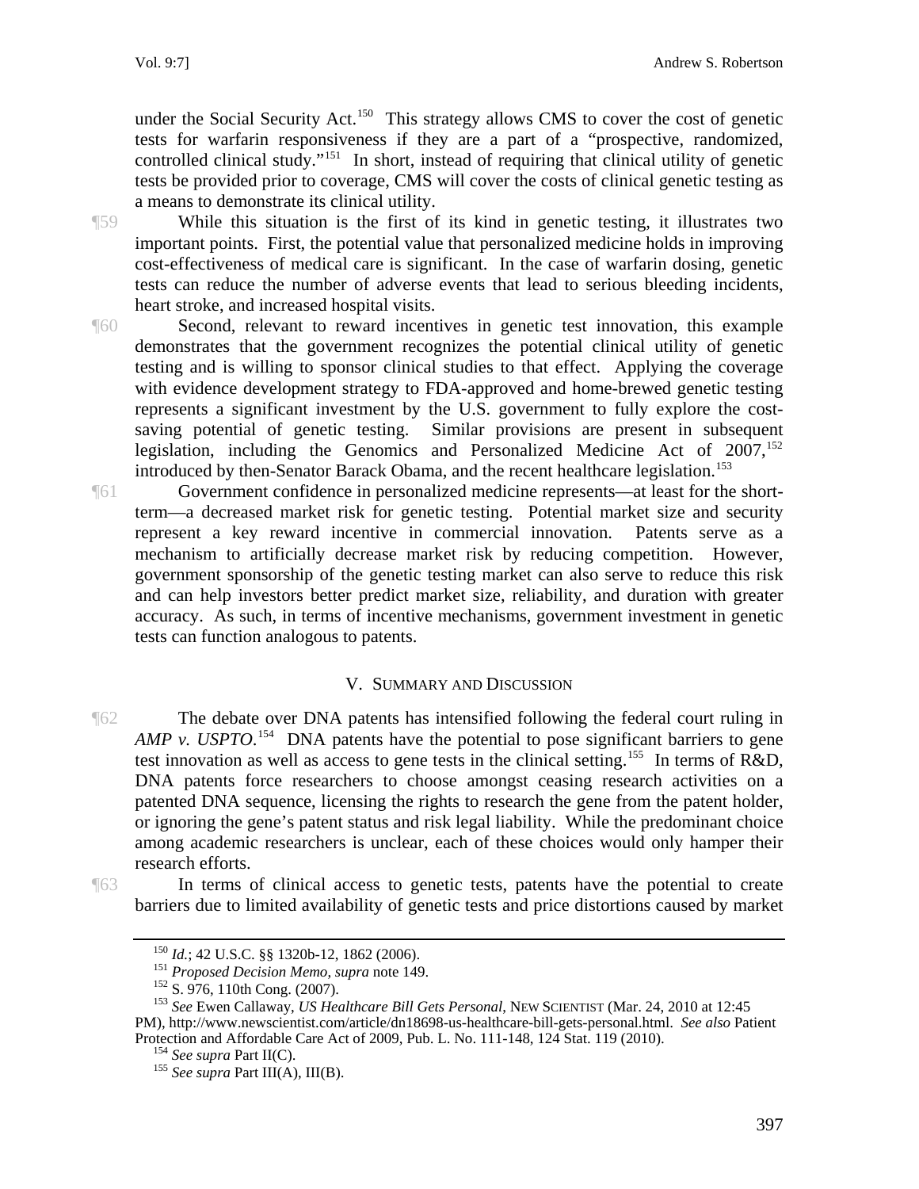under the Social Security Act.[150] This strategy allows CMS to cover the cost of genetic tests for warfarin responsiveness if they are a part of a "prospective, randomized, controlled clinical study."[151] In short, instead of requiring that clinical utility of genetic tests be provided prior to coverage, CMS will cover the costs of clinical genetic testing as a means to demonstrate its clinical utility.

¶59 While this situation is the first of its kind in genetic testing, it illustrates two important points. First, the potential value that personalized medicine holds in improving cost-effectiveness of medical care is significant. In the case of warfarin dosing, genetic tests can reduce the number of adverse events that lead to serious bleeding incidents, heart stroke, and increased hospital visits.

¶60 Second, relevant to reward incentives in genetic test innovation, this example demonstrates that the government recognizes the potential clinical utility of genetic testing and is willing to sponsor clinical studies to that effect. Applying the coverage with evidence development strategy to FDA-approved and home-brewed genetic testing represents a significant investment by the U.S. government to fully explore the cost-saving potential of genetic testing. Similar provisions are present in subsequent legislation, including the Genomics and Personalized Medicine Act of 2007,[152] introduced by then-Senator Barack Obama, and the recent healthcare legislation.[153]

¶61 Government confidence in personalized medicine represents—at least for the short-term—a decreased market risk for genetic testing. Potential market size and security represent a key reward incentive in commercial innovation. Patents serve as a mechanism to artificially decrease market risk by reducing competition. However, government sponsorship of the genetic testing market can also serve to reduce this risk and can help investors better predict market size, reliability, and duration with greater accuracy. As such, in terms of incentive mechanisms, government investment in genetic tests can function analogous to patents.

## V. Summary and Discussion

¶62 The debate over DNA patents has intensified following the federal court ruling in *AMP v. USPTO*.[154] DNA patents have the potential to pose significant barriers to gene test innovation as well as access to gene tests in the clinical setting.[155] In terms of R&D, DNA patents force researchers to choose amongst ceasing research activities on a patented DNA sequence, licensing the rights to research the gene from the patent holder, or ignoring the gene's patent status and risk legal liability. While the predominant choice among academic researchers is unclear, each of these choices would only hamper their research efforts.

¶63 In terms of clinical access to genetic tests, patents have the potential to create barriers due to limited availability of genetic tests and price distortions caused by market

---

[150] *Id.*; 42 U.S.C. §§ 1320b-12, 1862 (2006).

[151] *Proposed Decision Memo*, *supra* note 149.

[152] S. 976, 110th Cong. (2007).

[153] *See* Ewen Callaway, *US Healthcare Bill Gets Personal*, NEW SCIENTIST (Mar. 24, 2010 at 12:45 PM), http://www.newscientist.com/article/dn18698-us-healthcare-bill-gets-personal.html. *See also* Patient Protection and Affordable Care Act of 2009, Pub. L. No. 111-148, 124 Stat. 119 (2010).

[154] *See supra* Part II(C).

[155] *See supra* Part III(A), III(B).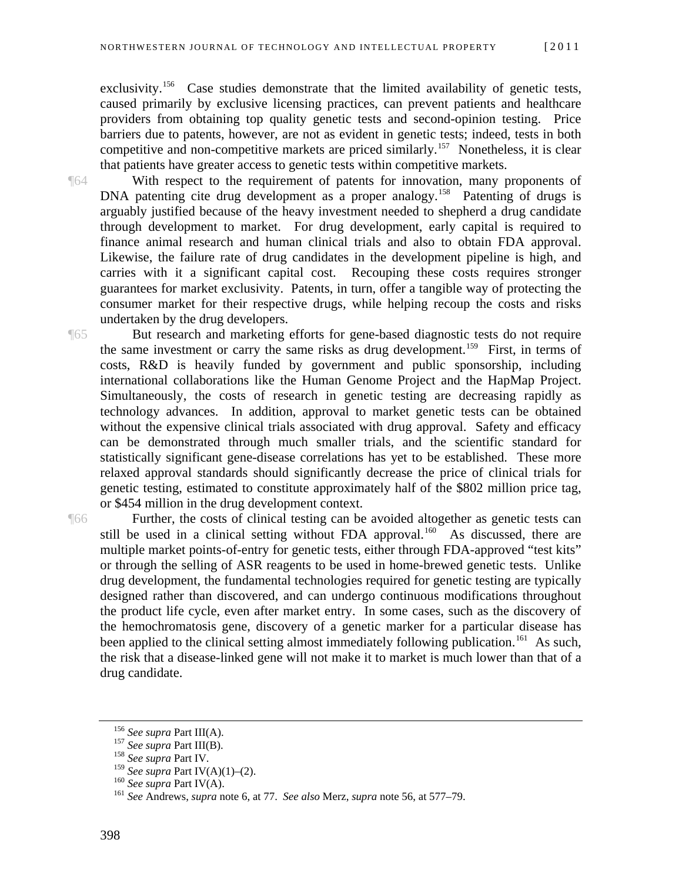exclusivity.[156] Case studies demonstrate that the limited availability of genetic tests, caused primarily by exclusive licensing practices, can prevent patients and healthcare providers from obtaining top quality genetic tests and second-opinion testing. Price barriers due to patents, however, are not as evident in genetic tests; indeed, tests in both competitive and non-competitive markets are priced similarly.[157] Nonetheless, it is clear that patients have greater access to genetic tests within competitive markets.

¶64 With respect to the requirement of patents for innovation, many proponents of DNA patenting cite drug development as a proper analogy.[158] Patenting of drugs is arguably justified because of the heavy investment needed to shepherd a drug candidate through development to market. For drug development, early capital is required to finance animal research and human clinical trials and also to obtain FDA approval. Likewise, the failure rate of drug candidates in the development pipeline is high, and carries with it a significant capital cost. Recouping these costs requires stronger guarantees for market exclusivity. Patents, in turn, offer a tangible way of protecting the consumer market for their respective drugs, while helping recoup the costs and risks undertaken by the drug developers.

¶65 But research and marketing efforts for gene-based diagnostic tests do not require the same investment or carry the same risks as drug development.[159] First, in terms of costs, R&D is heavily funded by government and public sponsorship, including international collaborations like the Human Genome Project and the HapMap Project. Simultaneously, the costs of research in genetic testing are decreasing rapidly as technology advances. In addition, approval to market genetic tests can be obtained without the expensive clinical trials associated with drug approval. Safety and efficacy can be demonstrated through much smaller trials, and the scientific standard for statistically significant gene-disease correlations has yet to be established. These more relaxed approval standards should significantly decrease the price of clinical trials for genetic testing, estimated to constitute approximately half of the $802 million price tag, or $454 million in the drug development context.

¶66 Further, the costs of clinical testing can be avoided altogether as genetic tests can still be used in a clinical setting without FDA approval.[160] As discussed, there are multiple market points-of-entry for genetic tests, either through FDA-approved "test kits" or through the selling of ASR reagents to be used in home-brewed genetic tests. Unlike drug development, the fundamental technologies required for genetic testing are typically designed rather than discovered, and can undergo continuous modifications throughout the product life cycle, even after market entry. In some cases, such as the discovery of the hemochromatosis gene, discovery of a genetic marker for a particular disease has been applied to the clinical setting almost immediately following publication.[161] As such, the risk that a disease-linked gene will not make it to market is much lower than that of a drug candidate.

---

[156] *See supra* Part III(A).

[157] *See supra* Part III(B).

[158] *See supra* Part IV.

[159] *See supra* Part IV(A)(1)–(2).

[160] *See supra* Part IV(A).

[161] *See* Andrews, *supra* note 6, at 77. *See also* Merz, *supra* note 56, at 577–79.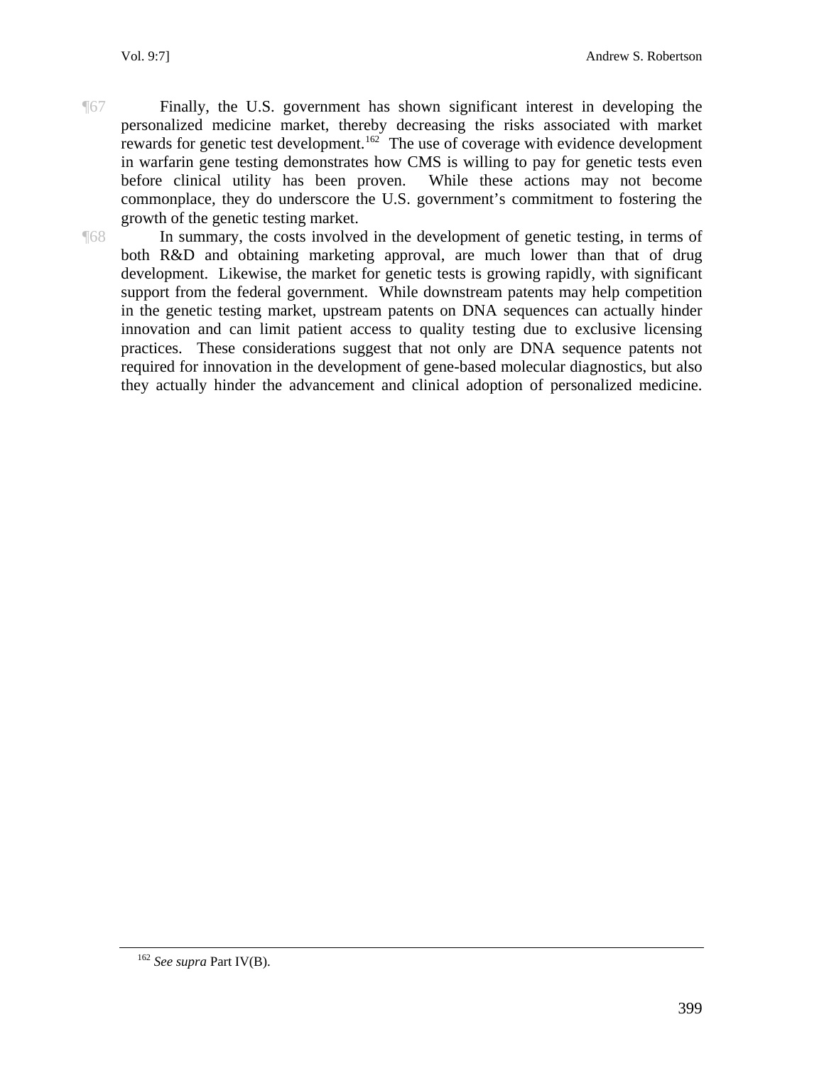¶67 Finally, the U.S. government has shown significant interest in developing the personalized medicine market, thereby decreasing the risks associated with market rewards for genetic test development.[162] The use of coverage with evidence development in warfarin gene testing demonstrates how CMS is willing to pay for genetic tests even before clinical utility has been proven. While these actions may not become commonplace, they do underscore the U.S. government's commitment to fostering the growth of the genetic testing market.

¶68 In summary, the costs involved in the development of genetic testing, in terms of both R&D and obtaining marketing approval, are much lower than that of drug development. Likewise, the market for genetic tests is growing rapidly, with significant support from the federal government. While downstream patents may help competition in the genetic testing market, upstream patents on DNA sequences can actually hinder innovation and can limit patient access to quality testing due to exclusive licensing practices. These considerations suggest that not only are DNA sequence patents not required for innovation in the development of gene-based molecular diagnostics, but also they actually hinder the advancement and clinical adoption of personalized medicine.

---

[162] *See supra* Part IV(B).